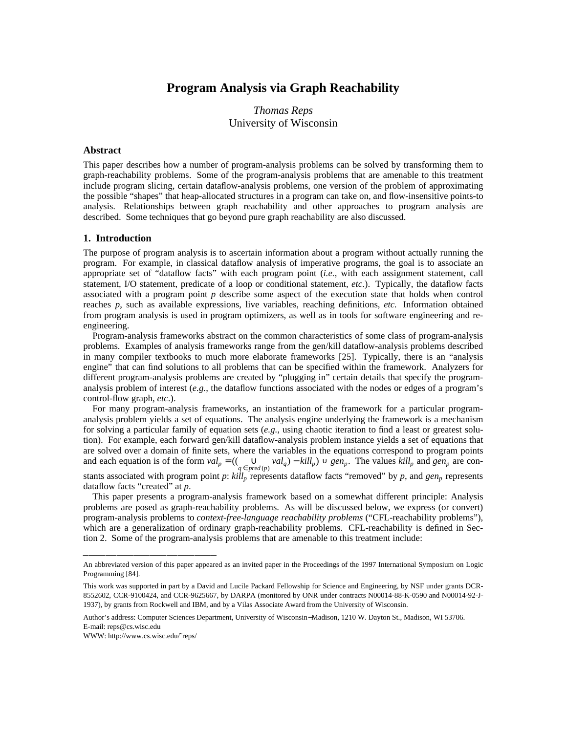# Program Analysis via Graph Reachability

*Thomas Reps*
University of Wisconsin

## Abstract

This paper describes how a number of program-analysis problems can be solved by transforming them to graph-reachability problems. Some of the program-analysis problems that are amenable to this treatment include program slicing, certain dataflow-analysis problems, one version of the problem of approximating the possible "shapes" that heap-allocated structures in a program can take on, and flow-insensitive points-to analysis. Relationships between graph reachability and other approaches to program analysis are described. Some techniques that go beyond pure graph reachability are also discussed.

## 1. Introduction

The purpose of program analysis is to ascertain information about a program without actually running the program. For example, in classical dataflow analysis of imperative programs, the goal is to associate an appropriate set of "dataflow facts" with each program point (*i.e.*, with each assignment statement, call statement, I/O statement, predicate of a loop or conditional statement, *etc.*). Typically, the dataflow facts associated with a program point $p$ describe some aspect of the execution state that holds when control reaches $p$, such as available expressions, live variables, reaching definitions, *etc.* Information obtained from program analysis is used in program optimizers, as well as in tools for software engineering and re-engineering.

Program-analysis frameworks abstract on the common characteristics of some class of program-analysis problems. Examples of analysis frameworks range from the gen/kill dataflow-analysis problems described in many compiler textbooks to much more elaborate frameworks [25]. Typically, there is an "analysis engine" that can find solutions to all problems that can be specified within the framework. Analyzers for different program-analysis problems are created by "plugging in" certain details that specify the program-analysis problem of interest (*e.g.*, the dataflow functions associated with the nodes or edges of a program's control-flow graph, *etc.*).

For many program-analysis frameworks, an instantiation of the framework for a particular program-analysis problem yields a set of equations. The analysis engine underlying the framework is a mechanism for solving a particular family of equation sets (*e.g.*, using chaotic iteration to find a least or greatest solution). For example, each forward gen/kill dataflow-analysis problem instance yields a set of equations that are solved over a domain of finite sets, where the variables in the equations correspond to program points and each equation is of the form $val_p = ((\bigcup_{q \in pred(p)} val_q) - kill_p) \cup gen_p$. The values $kill_p$ and $gen_p$ are constants associated with program point $p$: $kill_p$ represents dataflow facts "removed" by $p$, and $gen_p$ represents dataflow facts "created" at $p$.

This paper presents a program-analysis framework based on a somewhat different principle: Analysis problems are posed as graph-reachability problems. As will be discussed below, we express (or convert) program-analysis problems to *context-free-language reachability problems* ("CFL-reachability problems"), which are a generalization of ordinary graph-reachability problems. CFL-reachability is defined in Section 2. Some of the program-analysis problems that are amenable to this treatment include:

---

An abbreviated version of this paper appeared as an invited paper in the Proceedings of the 1997 International Symposium on Logic Programming [84].

This work was supported in part by a David and Lucile Packard Fellowship for Science and Engineering, by NSF under grants DCR-8552602, CCR-9100424, and CCR-9625667, by DARPA (monitored by ONR under contracts N00014-88-K-0590 and N00014-92-J-1937), by grants from Rockwell and IBM, and by a Vilas Associate Award from the University of Wisconsin.

Author's address: Computer Sciences Department, University of Wisconsin−Madison, 1210 W. Dayton St., Madison, WI 53706.
E-mail: reps@cs.wisc.edu
WWW: http://www.cs.wisc.edu/~reps/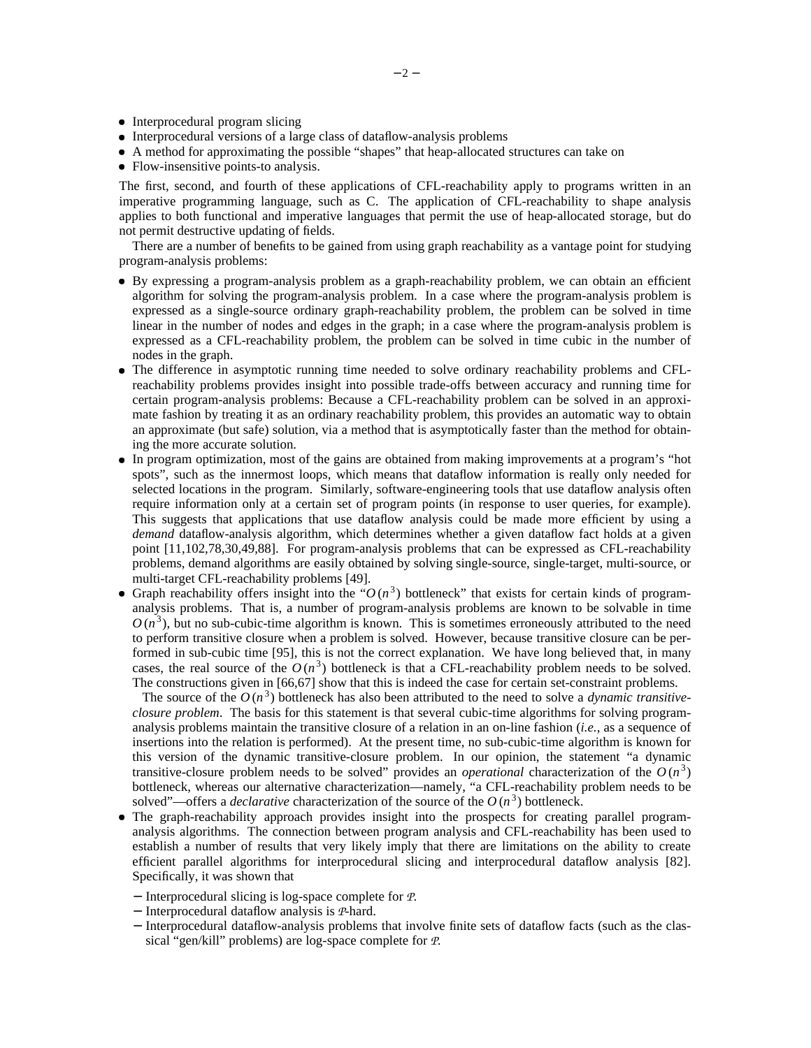- Interprocedural program slicing
- Interprocedural versions of a large class of dataflow-analysis problems
- A method for approximating the possible "shapes" that heap-allocated structures can take on
- Flow-insensitive points-to analysis.

The first, second, and fourth of these applications of CFL-reachability apply to programs written in an imperative programming language, such as C. The application of CFL-reachability to shape analysis applies to both functional and imperative languages that permit the use of heap-allocated storage, but do not permit destructive updating of fields.

There are a number of benefits to be gained from using graph reachability as a vantage point for studying program-analysis problems:

- By expressing a program-analysis problem as a graph-reachability problem, we can obtain an efficient algorithm for solving the program-analysis problem. In a case where the program-analysis problem is expressed as a single-source ordinary graph-reachability problem, the problem can be solved in time linear in the number of nodes and edges in the graph; in a case where the program-analysis problem is expressed as a CFL-reachability problem, the problem can be solved in time cubic in the number of nodes in the graph.
- The difference in asymptotic running time needed to solve ordinary reachability problems and CFL-reachability problems provides insight into possible trade-offs between accuracy and running time for certain program-analysis problems: Because a CFL-reachability problem can be solved in an approximate fashion by treating it as an ordinary reachability problem, this provides an automatic way to obtain an approximate (but safe) solution, via a method that is asymptotically faster than the method for obtaining the more accurate solution.
- In program optimization, most of the gains are obtained from making improvements at a program's "hot spots", such as the innermost loops, which means that dataflow information is really only needed for selected locations in the program. Similarly, software-engineering tools that use dataflow analysis often require information only at a certain set of program points (in response to user queries, for example). This suggests that applications that use dataflow analysis could be made more efficient by using a *demand* dataflow-analysis algorithm, which determines whether a given dataflow fact holds at a given point [11,102,78,30,49,88]. For program-analysis problems that can be expressed as CFL-reachability problems, demand algorithms are easily obtained by solving single-source, single-target, multi-source, or multi-target CFL-reachability problems [49].
- Graph reachability offers insight into the "$O(n^3)$ bottleneck" that exists for certain kinds of program-analysis problems. That is, a number of program-analysis problems are known to be solvable in time $O(n^3)$, but no sub-cubic-time algorithm is known. This is sometimes erroneously attributed to the need to perform transitive closure when a problem is solved. However, because transitive closure can be performed in sub-cubic time [95], this is not the correct explanation. We have long believed that, in many cases, the real source of the $O(n^3)$ bottleneck is that a CFL-reachability problem needs to be solved. The constructions given in [66,67] show that this is indeed the case for certain set-constraint problems.

  The source of the $O(n^3)$ bottleneck has also been attributed to the need to solve a *dynamic transitive-closure problem*. The basis for this statement is that several cubic-time algorithms for solving program-analysis problems maintain the transitive closure of a relation in an on-line fashion (*i.e.*, as a sequence of insertions into the relation is performed). At the present time, no sub-cubic-time algorithm is known for this version of the dynamic transitive-closure problem. In our opinion, the statement "a dynamic transitive-closure problem needs to be solved" provides an *operational* characterization of the $O(n^3)$ bottleneck, whereas our alternative characterization—namely, "a CFL-reachability problem needs to be solved"—offers a *declarative* characterization of the source of the $O(n^3)$ bottleneck.
- The graph-reachability approach provides insight into the prospects for creating parallel program-analysis algorithms. The connection between program analysis and CFL-reachability has been used to establish a number of results that very likely imply that there are limitations on the ability to create efficient parallel algorithms for interprocedural slicing and interprocedural dataflow analysis [82]. Specifically, it was shown that
  - Interprocedural slicing is log-space complete for $\mathcal{P}$.
  - Interprocedural dataflow analysis is $\mathcal{P}$-hard.
  - Interprocedural dataflow-analysis problems that involve finite sets of dataflow facts (such as the classical "gen/kill" problems) are log-space complete for $\mathcal{P}$.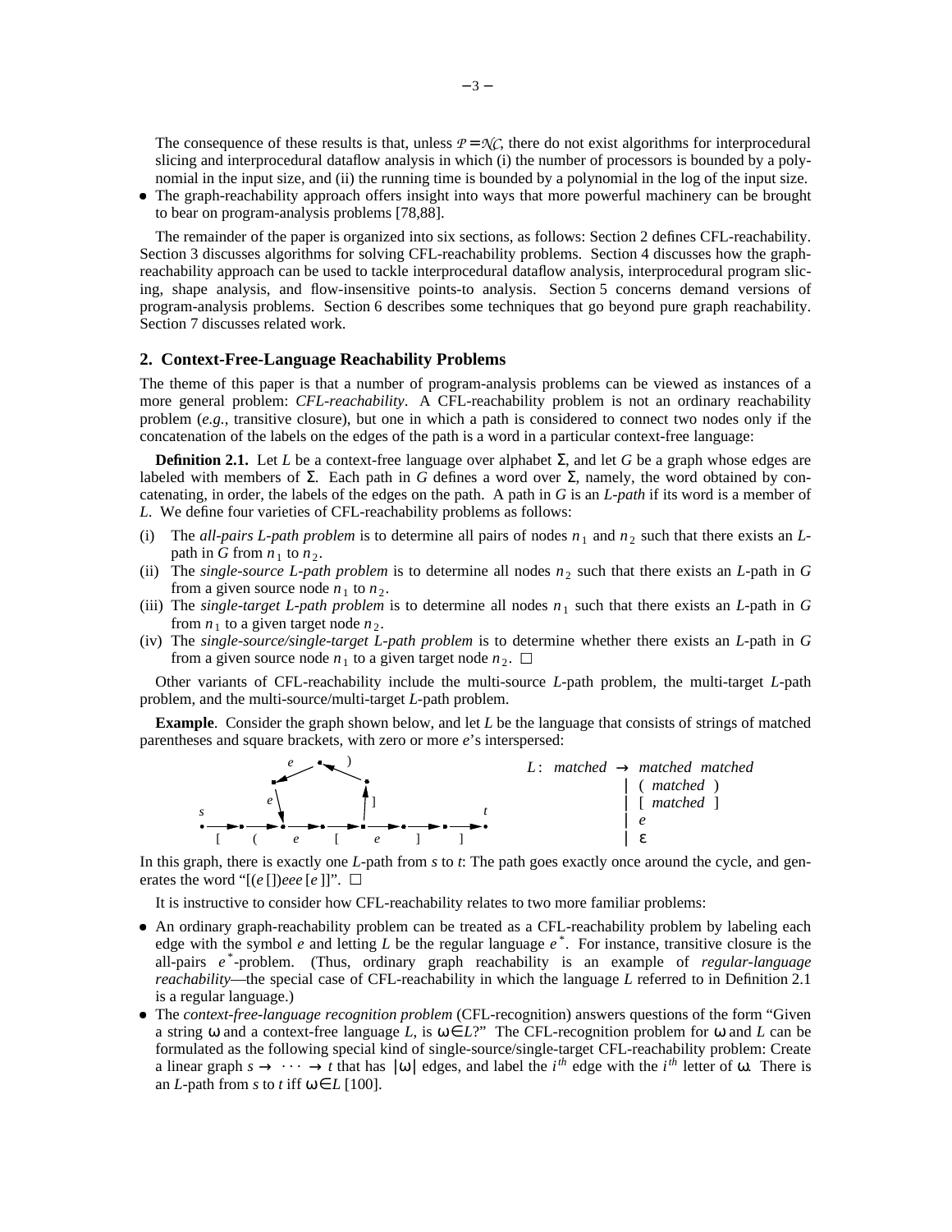The consequence of these results is that, unless $\mathcal{P} = \mathcal{NC}$, there do not exist algorithms for interprocedural slicing and interprocedural dataflow analysis in which (i) the number of processors is bounded by a polynomial in the input size, and (ii) the running time is bounded by a polynomial in the log of the input size.

- The graph-reachability approach offers insight into ways that more powerful machinery can be brought to bear on program-analysis problems [78,88].

The remainder of the paper is organized into six sections, as follows: Section 2 defines CFL-reachability. Section 3 discusses algorithms for solving CFL-reachability problems. Section 4 discusses how the graph-reachability approach can be used to tackle interprocedural dataflow analysis, interprocedural program slicing, shape analysis, and flow-insensitive points-to analysis. Section 5 concerns demand versions of program-analysis problems. Section 6 describes some techniques that go beyond pure graph reachability. Section 7 discusses related work.

## 2. Context-Free-Language Reachability Problems

The theme of this paper is that a number of program-analysis problems can be viewed as instances of a more general problem: *CFL-reachability*. A CFL-reachability problem is not an ordinary reachability problem (*e.g.*, transitive closure), but one in which a path is considered to connect two nodes only if the concatenation of the labels on the edges of the path is a word in a particular context-free language:

**Definition 2.1.** Let $L$ be a context-free language over alphabet $\Sigma$, and let $G$ be a graph whose edges are labeled with members of $\Sigma$. Each path in $G$ defines a word over $\Sigma$, namely, the word obtained by concatenating, in order, the labels of the edges on the path. A path in $G$ is an *$L$-path* if its word is a member of $L$. We define four varieties of CFL-reachability problems as follows:

(i) The *all-pairs $L$-path problem* is to determine all pairs of nodes $n_1$ and $n_2$ such that there exists an $L$-path in $G$ from $n_1$ to $n_2$.
(ii) The *single-source $L$-path problem* is to determine all nodes $n_2$ such that there exists an $L$-path in $G$ from a given source node $n_1$ to $n_2$.
(iii) The *single-target $L$-path problem* is to determine all nodes $n_1$ such that there exists an $L$-path in $G$ from $n_1$ to a given target node $n_2$.
(iv) The *single-source/single-target $L$-path problem* is to determine whether there exists an $L$-path in $G$ from a given source node $n_1$ to a given target node $n_2$. □

Other variants of CFL-reachability include the multi-source $L$-path problem, the multi-target $L$-path problem, and the multi-source/multi-target $L$-path problem.

**Example**. Consider the graph shown below, and let $L$ be the language that consists of strings of matched parentheses and square brackets, with zero or more $e$'s interspersed:

s, t, [, (, e, [, e, ], ], e, e, ), ]

$$
\begin{aligned}
L:\ \ matched \ \rightarrow\ & matched\ \ matched \\
|\ & (\ matched\ ) \\
|\ & [\ matched\ ] \\
|\ & e \\
|\ & \varepsilon
\end{aligned}
$$

In this graph, there is exactly one $L$-path from $s$ to $t$: The path goes exactly once around the cycle, and generates the word "[(e [])eee [e ]]". □

It is instructive to consider how CFL-reachability relates to two more familiar problems:

- An ordinary graph-reachability problem can be treated as a CFL-reachability problem by labeling each edge with the symbol $e$ and letting $L$ be the regular language $e^*$. For instance, transitive closure is the all-pairs $e^*$-problem. (Thus, ordinary graph reachability is an example of *regular-language reachability*—the special case of CFL-reachability in which the language $L$ referred to in Definition 2.1 is a regular language.)
- The *context-free-language recognition problem* (CFL-recognition) answers questions of the form "Given a string $\omega$ and a context-free language $L$, is $\omega \in L$?" The CFL-recognition problem for $\omega$ and $L$ can be formulated as the following special kind of single-source/single-target CFL-reachability problem: Create a linear graph $s \rightarrow \cdots \rightarrow t$ that has $|\omega|$ edges, and label the $i^{th}$ edge with the $i^{th}$ letter of $\omega$. There is an $L$-path from $s$ to $t$ iff $\omega \in L$ [100].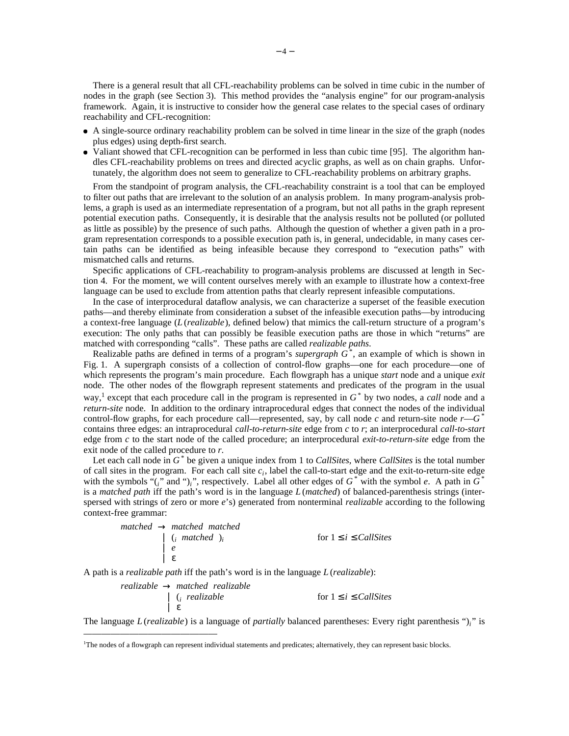There is a general result that all CFL-reachability problems can be solved in time cubic in the number of nodes in the graph (see Section 3). This method provides the "analysis engine" for our program-analysis framework. Again, it is instructive to consider how the general case relates to the special cases of ordinary reachability and CFL-recognition:

- A single-source ordinary reachability problem can be solved in time linear in the size of the graph (nodes plus edges) using depth-first search.
- Valiant showed that CFL-recognition can be performed in less than cubic time [95]. The algorithm handles CFL-reachability problems on trees and directed acyclic graphs, as well as on chain graphs. Unfortunately, the algorithm does not seem to generalize to CFL-reachability problems on arbitrary graphs.

From the standpoint of program analysis, the CFL-reachability constraint is a tool that can be employed to filter out paths that are irrelevant to the solution of an analysis problem. In many program-analysis problems, a graph is used as an intermediate representation of a program, but not all paths in the graph represent potential execution paths. Consequently, it is desirable that the analysis results not be polluted (or polluted as little as possible) by the presence of such paths. Although the question of whether a given path in a program representation corresponds to a possible execution path is, in general, undecidable, in many cases certain paths can be identified as being infeasible because they correspond to "execution paths" with mismatched calls and returns.

Specific applications of CFL-reachability to program-analysis problems are discussed at length in Section 4. For the moment, we will content ourselves merely with an example to illustrate how a context-free language can be used to exclude from attention paths that clearly represent infeasible computations.

In the case of interprocedural dataflow analysis, we can characterize a superset of the feasible execution paths—and thereby eliminate from consideration a subset of the infeasible execution paths—by introducing a context-free language ($L(realizable)$, defined below) that mimics the call-return structure of a program's execution: The only paths that can possibly be feasible execution paths are those in which "returns" are matched with corresponding "calls". These paths are called *realizable paths*.

Realizable paths are defined in terms of a program's *supergraph* $G^*$, an example of which is shown in Fig. 1. A supergraph consists of a collection of control-flow graphs—one for each procedure—one of which represents the program's main procedure. Each flowgraph has a unique *start* node and a unique *exit* node. The other nodes of the flowgraph represent statements and predicates of the program in the usual way,[1] except that each procedure call in the program is represented in $G^*$ by two nodes, a *call* node and a *return-site* node. In addition to the ordinary intraprocedural edges that connect the nodes of the individual control-flow graphs, for each procedure call—represented, say, by call node $c$ and return-site node $r$—$G^*$ contains three edges: an intraprocedural *call-to-return-site* edge from $c$ to $r$; an interprocedural *call-to-start* edge from $c$ to the start node of the called procedure; an interprocedural *exit-to-return-site* edge from the exit node of the called procedure to $r$.

Let each call node in $G^*$ be given a unique index from 1 to *CallSites*, where *CallSites* is the total number of call sites in the program. For each call site $c_i$, label the call-to-start edge and the exit-to-return-site edge with the symbols "$(_i$" and "$)_i$", respectively. Label all other edges of $G^*$ with the symbol $e$. A path in $G^*$ is a *matched path* iff the path's word is in the language $L(matched)$ of balanced-parenthesis strings (interspersed with strings of zero or more $e$'s) generated from nonterminal *realizable* according to the following context-free grammar:

$$
\begin{array}{lcll}
matched & \rightarrow & matched\ \ matched & \\
 & | & (_i\ \ matched\ \ )_i & \text{for } 1 \le i \le CallSites \\
 & | & e & \\
 & | & \varepsilon &
\end{array}
$$

A path is a *realizable path* iff the path's word is in the language $L(realizable)$:

$$
\begin{array}{lcll}
realizable & \rightarrow & matched\ \ realizable & \\
 & | & (_i\ \ realizable & \text{for } 1 \le i \le CallSites \\
 & | & \varepsilon &
\end{array}
$$

The language $L(realizable)$ is a language of *partially* balanced parentheses: Every right parenthesis "$)_i$" is

[1] The nodes of a flowgraph can represent individual statements and predicates; alternatively, they can represent basic blocks.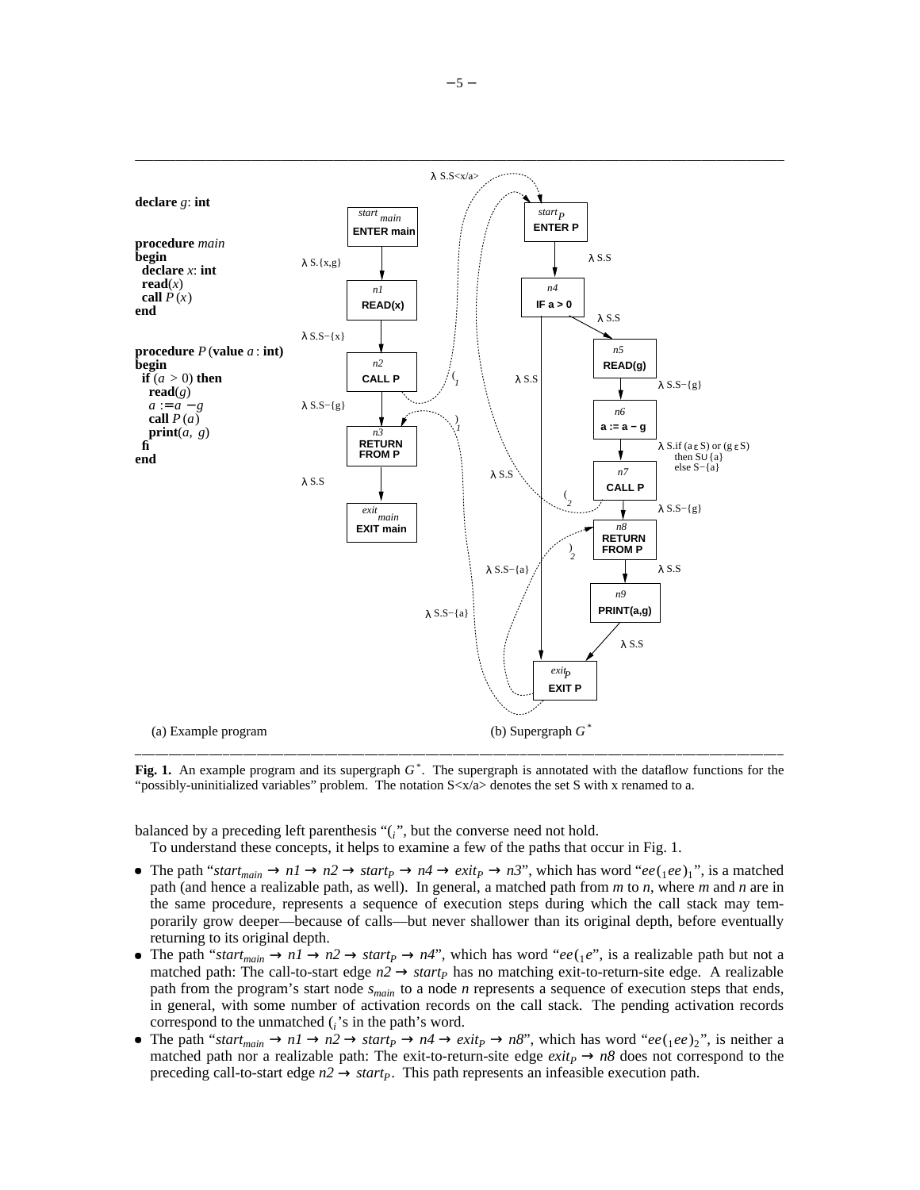```
declare g: int

procedure main
begin
  declare x: int
  read(x)
  call P(x)
end

procedure P (value a : int)
begin
  if (a > 0) then
    read(g)
    a := a − g
    call P(a)
    print(a, g)
  fi
end
```

(a) Example program

start_main ENTER main
n1 READ(x)
n2 CALL P
n3 RETURN FROM P
exit_main EXIT main
start_P ENTER P
n4 IF a > 0
n5 READ(g)
n6 a := a − g
n7 CALL P
n8 RETURN FROM P
n9 PRINT(a,g)
exit_P EXIT P

λ S.S<x/a>
λ S.{x,g}
λ S.S−{x}
λ S.S−{g}
λ S.S
λ S.S−{a}
λ S.if (a ∈ S) or (g ∈ S) then S∪{a} else S−{a}
$(_1$ $)_1$ $(_2$ $)_2$

(b) Supergraph $G^*$

**Fig. 1.** An example program and its supergraph $G^*$. The supergraph is annotated with the dataflow functions for the "possibly-uninitialized variables" problem. The notation S<x/a> denotes the set S with x renamed to a.

balanced by a preceding left parenthesis "$(_i$", but the converse need not hold.

To understand these concepts, it helps to examine a few of the paths that occur in Fig. 1.

- The path "$start_{main} \rightarrow n1 \rightarrow n2 \rightarrow start_P \rightarrow n4 \rightarrow exit_P \rightarrow n3$", which has word "$ee(_1ee)_1$", is a matched path (and hence a realizable path, as well). In general, a matched path from *m* to *n*, where *m* and *n* are in the same procedure, represents a sequence of execution steps during which the call stack may temporarily grow deeper—because of calls—but never shallower than its original depth, before eventually returning to its original depth.
- The path "$start_{main} \rightarrow n1 \rightarrow n2 \rightarrow start_P \rightarrow n4$", which has word "$ee(_1e$", is a realizable path but not a matched path: The call-to-start edge $n2 \rightarrow start_P$ has no matching exit-to-return-site edge. A realizable path from the program's start node $s_{main}$ to a node *n* represents a sequence of execution steps that ends, in general, with some number of activation records on the call stack. The pending activation records correspond to the unmatched $(_i$'s in the path's word.
- The path "$start_{main} \rightarrow n1 \rightarrow n2 \rightarrow start_P \rightarrow n4 \rightarrow exit_P \rightarrow n8$", which has word "$ee(_1ee)_2$", is neither a matched path nor a realizable path: The exit-to-return-site edge $exit_P \rightarrow n8$ does not correspond to the preceding call-to-start edge $n2 \rightarrow start_P$. This path represents an infeasible execution path.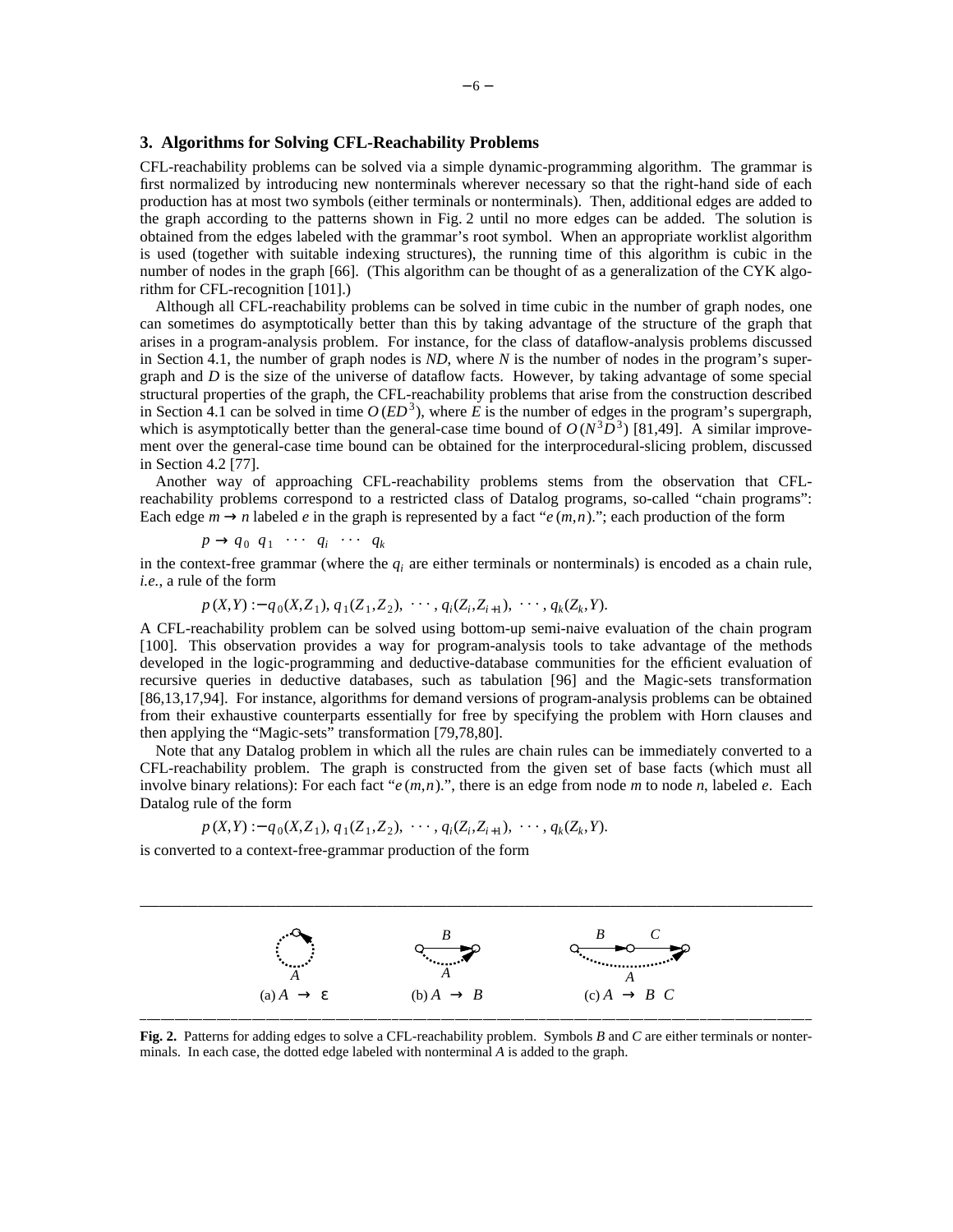## 3. Algorithms for Solving CFL-Reachability Problems

CFL-reachability problems can be solved via a simple dynamic-programming algorithm. The grammar is first normalized by introducing new nonterminals wherever necessary so that the right-hand side of each production has at most two symbols (either terminals or nonterminals). Then, additional edges are added to the graph according to the patterns shown in Fig. 2 until no more edges can be added. The solution is obtained from the edges labeled with the grammar's root symbol. When an appropriate worklist algorithm is used (together with suitable indexing structures), the running time of this algorithm is cubic in the number of nodes in the graph [66]. (This algorithm can be thought of as a generalization of the CYK algorithm for CFL-recognition [101].)

Although all CFL-reachability problems can be solved in time cubic in the number of graph nodes, one can sometimes do asymptotically better than this by taking advantage of the structure of the graph that arises in a program-analysis problem. For instance, for the class of dataflow-analysis problems discussed in Section 4.1, the number of graph nodes is $ND$, where $N$ is the number of nodes in the program's supergraph and $D$ is the size of the universe of dataflow facts. However, by taking advantage of some special structural properties of the graph, the CFL-reachability problems that arise from the construction described in Section 4.1 can be solved in time $O(ED^3)$, where $E$ is the number of edges in the program's supergraph, which is asymptotically better than the general-case time bound of $O(N^3D^3)$ [81,49]. A similar improvement over the general-case time bound can be obtained for the interprocedural-slicing problem, discussed in Section 4.2 [77].

Another way of approaching CFL-reachability problems stems from the observation that CFL-reachability problems correspond to a restricted class of Datalog programs, so-called "chain programs": Each edge $m \to n$ labeled $e$ in the graph is represented by a fact "$e(m,n)$."; each production of the form

$$p \to q_0 \; q_1 \; \cdots \; q_i \; \cdots \; q_k$$

in the context-free grammar (where the $q_i$ are either terminals or nonterminals) is encoded as a chain rule, *i.e.*, a rule of the form

$$p(X,Y) :- q_0(X,Z_1), q_1(Z_1,Z_2), \; \cdots, q_i(Z_i,Z_{i+1}), \; \cdots, q_k(Z_k,Y).$$

A CFL-reachability problem can be solved using bottom-up semi-naive evaluation of the chain program [100]. This observation provides a way for program-analysis tools to take advantage of the methods developed in the logic-programming and deductive-database communities for the efficient evaluation of recursive queries in deductive databases, such as tabulation [96] and the Magic-sets transformation [86,13,17,94]. For instance, algorithms for demand versions of program-analysis problems can be obtained from their exhaustive counterparts essentially for free by specifying the problem with Horn clauses and then applying the "Magic-sets" transformation [79,78,80].

Note that any Datalog problem in which all the rules are chain rules can be immediately converted to a CFL-reachability problem. The graph is constructed from the given set of base facts (which must all involve binary relations): For each fact "$e(m,n)$.", there is an edge from node $m$ to node $n$, labeled $e$. Each Datalog rule of the form

$$p(X,Y) :- q_0(X,Z_1), q_1(Z_1,Z_2), \; \cdots, q_i(Z_i,Z_{i+1}), \; \cdots, q_k(Z_k,Y).$$

is converted to a context-free-grammar production of the form

A

(a) $A \to \varepsilon$

B

A

(b) $A \to B$

B C

A

(c) $A \to B \; C$

**Fig. 2.** Patterns for adding edges to solve a CFL-reachability problem. Symbols *B* and *C* are either terminals or nonterminals. In each case, the dotted edge labeled with nonterminal *A* is added to the graph.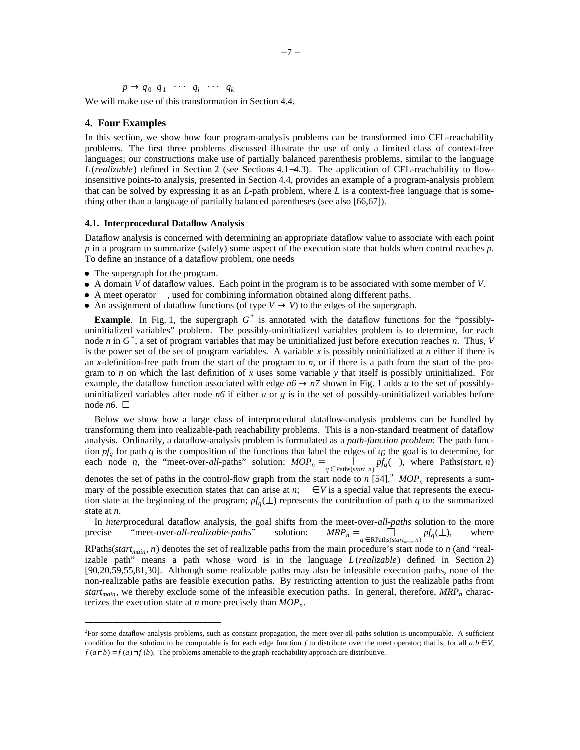$$p \rightarrow q_0 \; q_1 \; \cdots \; q_i \; \cdots \; q_k$$

We will make use of this transformation in Section 4.4.

## 4. Four Examples

In this section, we show how four program-analysis problems can be transformed into CFL-reachability problems. The first three problems discussed illustrate the use of only a limited class of context-free languages; our constructions make use of partially balanced parenthesis problems, similar to the language $L(realizable)$ defined in Section 2 (see Sections 4.1−4.3). The application of CFL-reachability to flow-insensitive points-to analysis, presented in Section 4.4, provides an example of a program-analysis problem that can be solved by expressing it as an $L$-path problem, where $L$ is a context-free language that is something other than a language of partially balanced parentheses (see also [66,67]).

### 4.1. Interprocedural Dataflow Analysis

Dataflow analysis is concerned with determining an appropriate dataflow value to associate with each point $p$ in a program to summarize (safely) some aspect of the execution state that holds when control reaches $p$. To define an instance of a dataflow problem, one needs

- The supergraph for the program.
- A domain $V$ of dataflow values. Each point in the program is to be associated with some member of $V$.
- A meet operator $\sqcap$, used for combining information obtained along different paths.
- An assignment of dataflow functions (of type $V \rightarrow V$) to the edges of the supergraph.

**Example**. In Fig. 1, the supergraph $G^*$ is annotated with the dataflow functions for the "possibly-uninitialized variables" problem. The possibly-uninitialized variables problem is to determine, for each node $n$ in $G^*$, a set of program variables that may be uninitialized just before execution reaches $n$. Thus, $V$ is the power set of the set of program variables. A variable $x$ is possibly uninitialized at $n$ either if there is an $x$-definition-free path from the start of the program to $n$, or if there is a path from the start of the program to $n$ on which the last definition of $x$ uses some variable $y$ that itself is possibly uninitialized. For example, the dataflow function associated with edge $n6 \rightarrow n7$ shown in Fig. 1 adds $a$ to the set of possibly-uninitialized variables after node $n6$ if either $a$ or $g$ is in the set of possibly-uninitialized variables before node $n6$. □

Below we show how a large class of interprocedural dataflow-analysis problems can be handled by transforming them into realizable-path reachability problems. This is a non-standard treatment of dataflow analysis. Ordinarily, a dataflow-analysis problem is formulated as a *path-function problem*: The path function $pf_q$ for path $q$ is the composition of the functions that label the edges of $q$; the goal is to determine, for each node $n$, the "meet-over-*all*-paths" solution: $MOP_n = \bigsqcap_{q \in \text{Paths}(start,\, n)} pf_q(\bot)$, where $\text{Paths}(start, n)$ denotes the set of paths in the control-flow graph from the start node to $n$ [54].[2] $MOP_n$ represents a summary of the possible execution states that can arise at $n$; $\bot \in V$ is a special value that represents the execution state at the beginning of the program; $pf_q(\bot)$ represents the contribution of path $q$ to the summarized state at $n$.

In *inter*procedural dataflow analysis, the goal shifts from the meet-over-*all-paths* solution to the more precise "meet-over-*all-realizable-paths*" solution: $MRP_n = \bigsqcap_{q \in \text{RPaths}(start_{main},\, n)} pf_q(\bot)$, where $\text{RPaths}(start_{main}, n)$ denotes the set of realizable paths from the main procedure's start node to $n$ (and "realizable path" means a path whose word is in the language $L(realizable)$ defined in Section 2) [90,20,59,55,81,30]. Although some realizable paths may also be infeasible execution paths, none of the non-realizable paths are feasible execution paths. By restricting attention to just the realizable paths from $start_{main}$, we thereby exclude some of the infeasible execution paths. In general, therefore, $MRP_n$ characterizes the execution state at $n$ more precisely than $MOP_n$.

---

[2]For some dataflow-analysis problems, such as constant propagation, the meet-over-all-paths solution is uncomputable. A sufficient condition for the solution to be computable is for each edge function $f$ to distribute over the meet operator; that is, for all $a, b \in V$, $f(a \sqcap b) = f(a) \sqcap f(b)$. The problems amenable to the graph-reachability approach are distributive.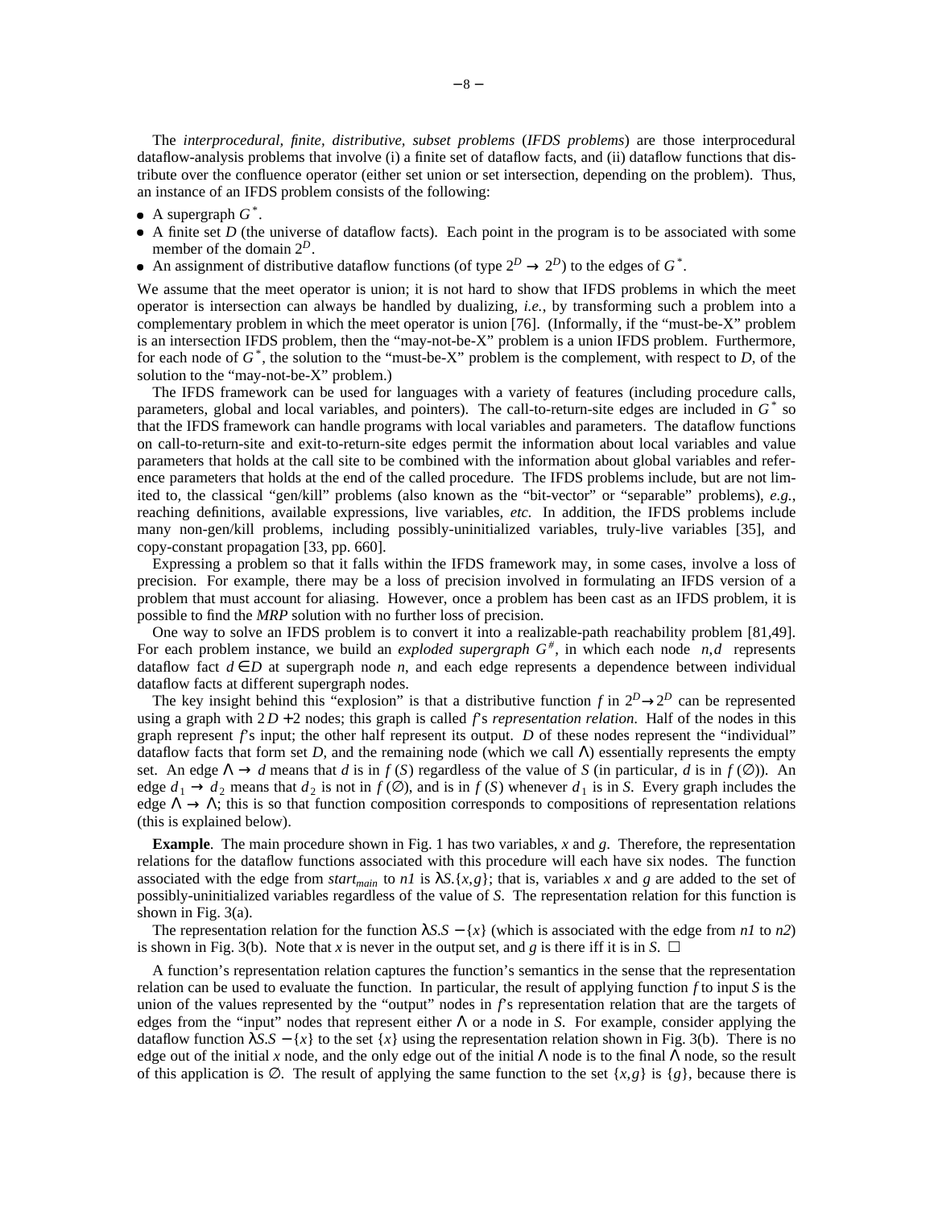The *interprocedural, finite, distributive, subset problems* (*IFDS problems*) are those interprocedural dataflow-analysis problems that involve (i) a finite set of dataflow facts, and (ii) dataflow functions that distribute over the confluence operator (either set union or set intersection, depending on the problem). Thus, an instance of an IFDS problem consists of the following:

- A supergraph $G^*$.
- A finite set $D$ (the universe of dataflow facts). Each point in the program is to be associated with some member of the domain $2^D$.
- An assignment of distributive dataflow functions (of type $2^D \rightarrow 2^D$) to the edges of $G^*$.

We assume that the meet operator is union; it is not hard to show that IFDS problems in which the meet operator is intersection can always be handled by dualizing, *i.e.*, by transforming such a problem into a complementary problem in which the meet operator is union [76]. (Informally, if the "must-be-X" problem is an intersection IFDS problem, then the "may-not-be-X" problem is a union IFDS problem. Furthermore, for each node of $G^*$, the solution to the "must-be-X" problem is the complement, with respect to $D$, of the solution to the "may-not-be-X" problem.)

The IFDS framework can be used for languages with a variety of features (including procedure calls, parameters, global and local variables, and pointers). The call-to-return-site edges are included in $G^*$ so that the IFDS framework can handle programs with local variables and parameters. The dataflow functions on call-to-return-site and exit-to-return-site edges permit the information about local variables and value parameters that holds at the call site to be combined with the information about global variables and reference parameters that holds at the end of the called procedure. The IFDS problems include, but are not limited to, the classical "gen/kill" problems (also known as the "bit-vector" or "separable" problems), *e.g.*, reaching definitions, available expressions, live variables, *etc.* In addition, the IFDS problems include many non-gen/kill problems, including possibly-uninitialized variables, truly-live variables [35], and copy-constant propagation [33, pp. 660].

Expressing a problem so that it falls within the IFDS framework may, in some cases, involve a loss of precision. For example, there may be a loss of precision involved in formulating an IFDS version of a problem that must account for aliasing. However, once a problem has been cast as an IFDS problem, it is possible to find the *MRP* solution with no further loss of precision.

One way to solve an IFDS problem is to convert it into a realizable-path reachability problem [81,49]. For each problem instance, we build an *exploded supergraph* $G^\#$, in which each node $\langle n, d \rangle$ represents dataflow fact $d \in D$ at supergraph node $n$, and each edge represents a dependence between individual dataflow facts at different supergraph nodes.

The key insight behind this "explosion" is that a distributive function $f$ in $2^D \rightarrow 2^D$ can be represented using a graph with $2D+2$ nodes; this graph is called $f$'s *representation relation*. Half of the nodes in this graph represent $f$'s input; the other half represent its output. $D$ of these nodes represent the "individual" dataflow facts that form set $D$, and the remaining node (which we call $\Lambda$) essentially represents the empty set. An edge $\Lambda \rightarrow d$ means that $d$ is in $f(S)$ regardless of the value of $S$ (in particular, $d$ is in $f(\emptyset)$). An edge $d_1 \rightarrow d_2$ means that $d_2$ is not in $f(\emptyset)$, and is in $f(S)$ whenever $d_1$ is in $S$. Every graph includes the edge $\Lambda \rightarrow \Lambda$; this is so that function composition corresponds to compositions of representation relations (this is explained below).

**Example**. The main procedure shown in Fig. 1 has two variables, $x$ and $g$. Therefore, the representation relations for the dataflow functions associated with this procedure will each have six nodes. The function associated with the edge from $start_{main}$ to *n1* is $\lambda S.\{x, g\}$; that is, variables $x$ and $g$ are added to the set of possibly-uninitialized variables regardless of the value of $S$. The representation relation for this function is shown in Fig. 3(a).

The representation relation for the function $\lambda S.S - \{x\}$ (which is associated with the edge from *n1* to *n2*) is shown in Fig. 3(b). Note that $x$ is never in the output set, and $g$ is there iff it is in $S$. □

A function's representation relation captures the function's semantics in the sense that the representation relation can be used to evaluate the function. In particular, the result of applying function $f$ to input $S$ is the union of the values represented by the "output" nodes in $f$'s representation relation that are the targets of edges from the "input" nodes that represent either $\Lambda$ or a node in $S$. For example, consider applying the dataflow function $\lambda S.S - \{x\}$ to the set $\{x\}$ using the representation relation shown in Fig. 3(b). There is no edge out of the initial $x$ node, and the only edge out of the initial $\Lambda$ node is to the final $\Lambda$ node, so the result of this application is $\emptyset$. The result of applying the same function to the set $\{x, g\}$ is $\{g\}$, because there is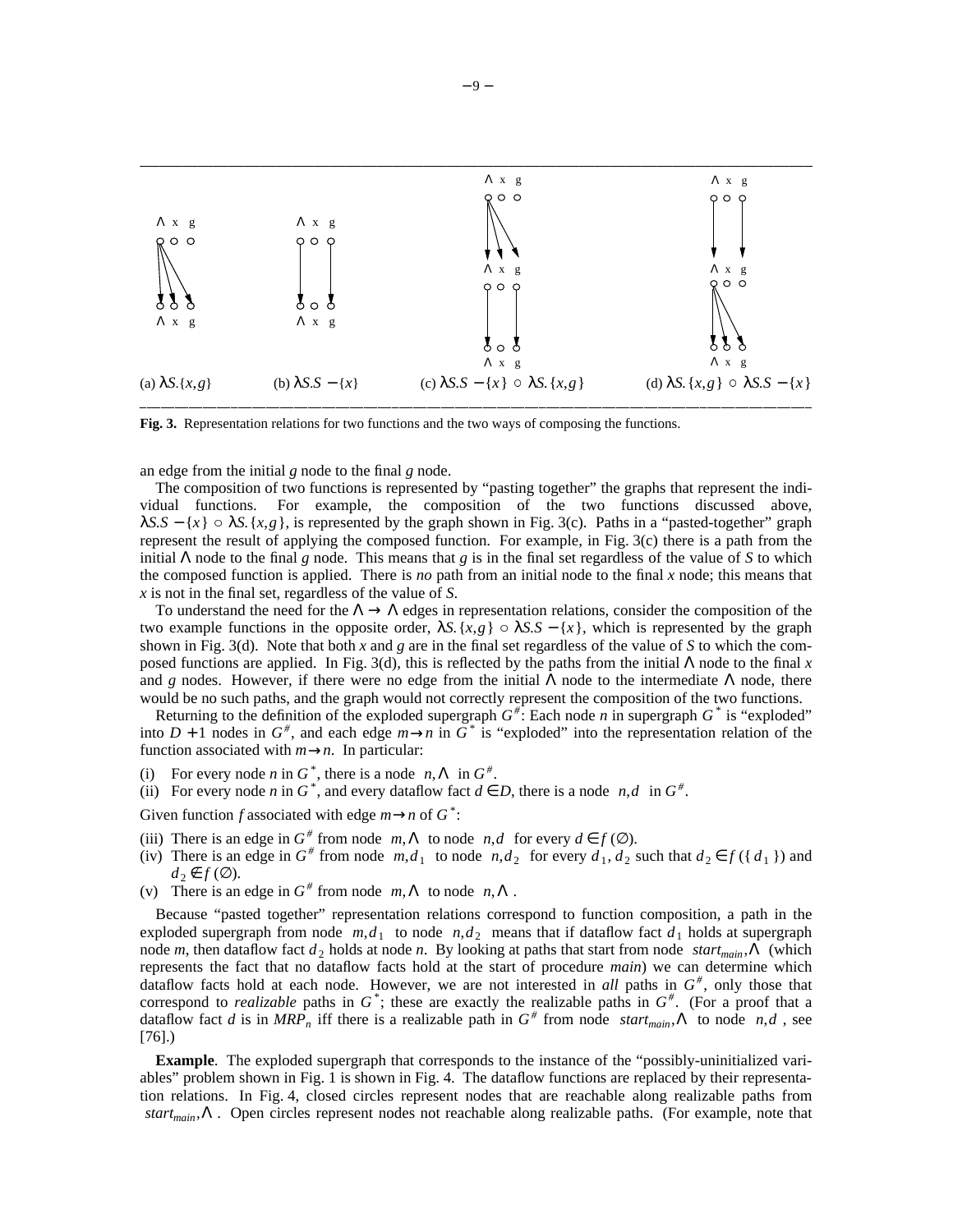Λ x g

Λ x g

(a) $\lambda S.\{x,g\}$

Λ x g

Λ x g

(b) $\lambda S.S - \{x\}$

Λ x g

Λ x g

Λ x g

(c) $\lambda S.S - \{x\} \circ \lambda S.\{x,g\}$

Λ x g

Λ x g

Λ x g

(d) $\lambda S.\{x,g\} \circ \lambda S.S - \{x\}$

**Fig. 3.** Representation relations for two functions and the two ways of composing the functions.

an edge from the initial *g* node to the final *g* node.

The composition of two functions is represented by "pasting together" the graphs that represent the individual functions. For example, the composition of the two functions discussed above, $\lambda S.S - \{x\} \circ \lambda S.\{x,g\}$, is represented by the graph shown in Fig. 3(c). Paths in a "pasted-together" graph represent the result of applying the composed function. For example, in Fig. 3(c) there is a path from the initial Λ node to the final *g* node. This means that *g* is in the final set regardless of the value of *S* to which the composed function is applied. There is *no* path from an initial node to the final *x* node; this means that *x* is not in the final set, regardless of the value of *S*.

To understand the need for the $\Lambda \to \Lambda$ edges in representation relations, consider the composition of the two example functions in the opposite order, $\lambda S.\{x,g\} \circ \lambda S.S - \{x\}$, which is represented by the graph shown in Fig. 3(d). Note that both *x* and *g* are in the final set regardless of the value of *S* to which the composed functions are applied. In Fig. 3(d), this is reflected by the paths from the initial Λ node to the final *x* and *g* nodes. However, if there were no edge from the initial Λ node to the intermediate Λ node, there would be no such paths, and the graph would not correctly represent the composition of the two functions.

Returning to the definition of the exploded supergraph $G^{\#}$: Each node *n* in supergraph $G^*$ is "exploded" into $D + 1$ nodes in $G^{\#}$, and each edge $m \to n$ in $G^*$ is "exploded" into the representation relation of the function associated with $m \to n$. In particular:

(i) For every node *n* in $G^*$, there is a node $\langle n, \Lambda \rangle$ in $G^{\#}$.
(ii) For every node *n* in $G^*$, and every dataflow fact $d \in D$, there is a node $\langle n, d \rangle$ in $G^{\#}$.

Given function *f* associated with edge $m \to n$ of $G^*$:

(iii) There is an edge in $G^{\#}$ from node $\langle m, \Lambda \rangle$ to node $\langle n, d \rangle$ for every $d \in f(\emptyset)$.
(iv) There is an edge in $G^{\#}$ from node $\langle m, d_1 \rangle$ to node $\langle n, d_2 \rangle$ for every $d_1, d_2$ such that $d_2 \in f(\{d_1\})$ and $d_2 \notin f(\emptyset)$.
(v) There is an edge in $G^{\#}$ from node $\langle m, \Lambda \rangle$ to node $\langle n, \Lambda \rangle$.

Because "pasted together" representation relations correspond to function composition, a path in the exploded supergraph from node $\langle m, d_1 \rangle$ to node $\langle n, d_2 \rangle$ means that if dataflow fact $d_1$ holds at supergraph node *m*, then dataflow fact $d_2$ holds at node *n*. By looking at paths that start from node $\langle start_{main}, \Lambda \rangle$ (which represents the fact that no dataflow facts hold at the start of procedure *main*) we can determine which dataflow facts hold at each node. However, we are not interested in *all* paths in $G^{\#}$, only those that correspond to *realizable* paths in $G^*$; these are exactly the realizable paths in $G^{\#}$. (For a proof that a dataflow fact *d* is in $MRP_n$ iff there is a realizable path in $G^{\#}$ from node $\langle start_{main}, \Lambda \rangle$ to node $\langle n, d \rangle$, see [76].)

**Example**. The exploded supergraph that corresponds to the instance of the "possibly-uninitialized variables" problem shown in Fig. 1 is shown in Fig. 4. The dataflow functions are replaced by their representation relations. In Fig. 4, closed circles represent nodes that are reachable along realizable paths from $\langle start_{main}, \Lambda \rangle$. Open circles represent nodes not reachable along realizable paths. (For example, note that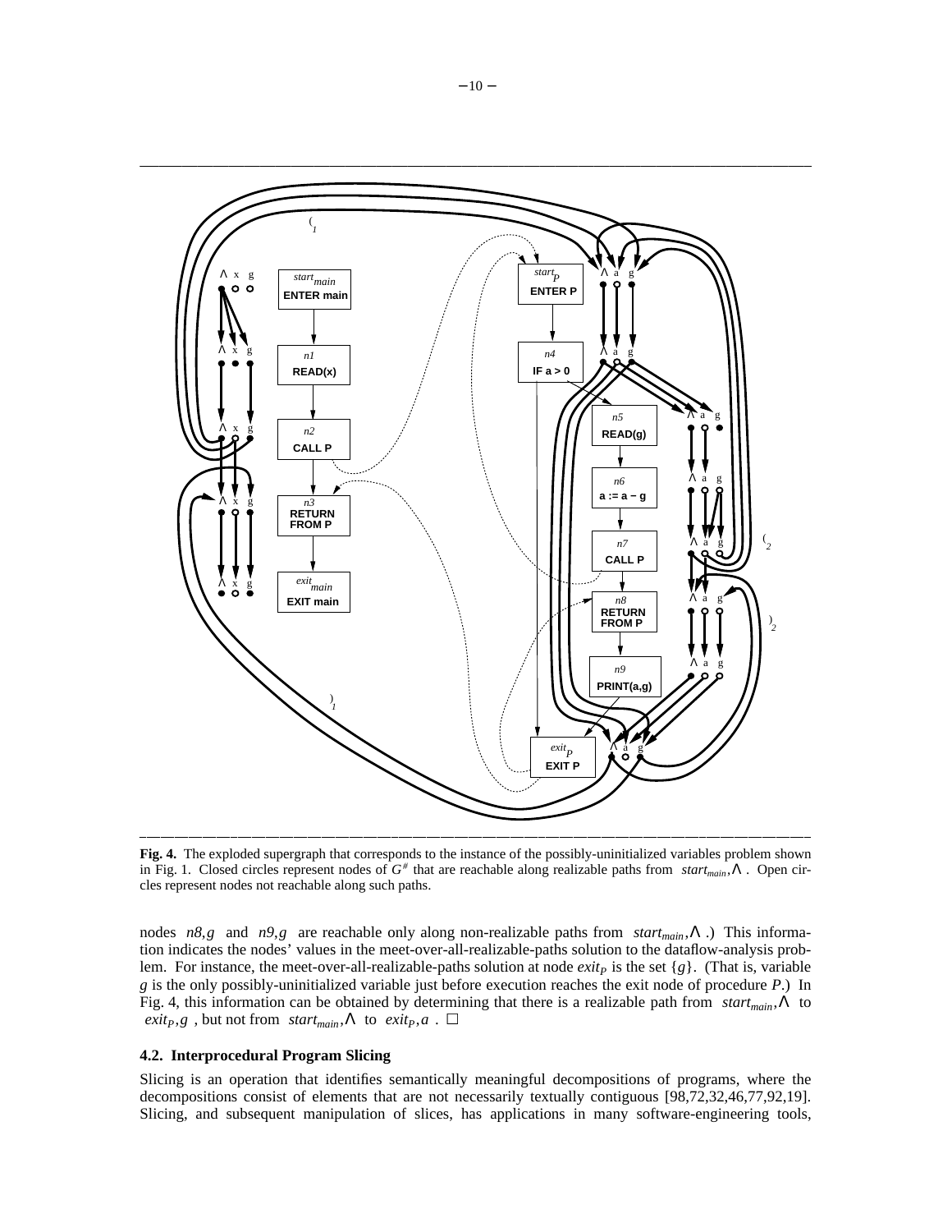start$_{main}$ ENTER main

n1 READ(x)

n2 CALL P

n3 RETURN FROM P

exit$_{main}$ EXIT main

start$_P$ ENTER P

n4 IF a > 0

n5 READ(g)

n6 a := a − g

n7 CALL P

n8 RETURN FROM P

n9 PRINT(a,g)

exit$_P$ EXIT P

Λ x g

Λ a g

$(_1$ $)_1$ $(_2$ $)_2$

**Fig. 4.** The exploded supergraph that corresponds to the instance of the possibly-uninitialized variables problem shown in Fig. 1. Closed circles represent nodes of $G^{\#}$ that are reachable along realizable paths from $\langle start_{main}, \Lambda \rangle$. Open circles represent nodes not reachable along such paths.

nodes $\langle n8, g \rangle$ and $\langle n9, g \rangle$ are reachable only along non-realizable paths from $\langle start_{main}, \Lambda \rangle$.) This information indicates the nodes' values in the meet-over-all-realizable-paths solution to the dataflow-analysis problem. For instance, the meet-over-all-realizable-paths solution at node $exit_P$ is the set $\{g\}$. (That is, variable $g$ is the only possibly-uninitialized variable just before execution reaches the exit node of procedure $P$.) In Fig. 4, this information can be obtained by determining that there is a realizable path from $\langle start_{main}, \Lambda \rangle$ to $\langle exit_P, g \rangle$, but not from $\langle start_{main}, \Lambda \rangle$ to $\langle exit_P, a \rangle$. □

## 4.2. Interprocedural Program Slicing

Slicing is an operation that identifies semantically meaningful decompositions of programs, where the decompositions consist of elements that are not necessarily textually contiguous [98,72,32,46,77,92,19]. Slicing, and subsequent manipulation of slices, has applications in many software-engineering tools,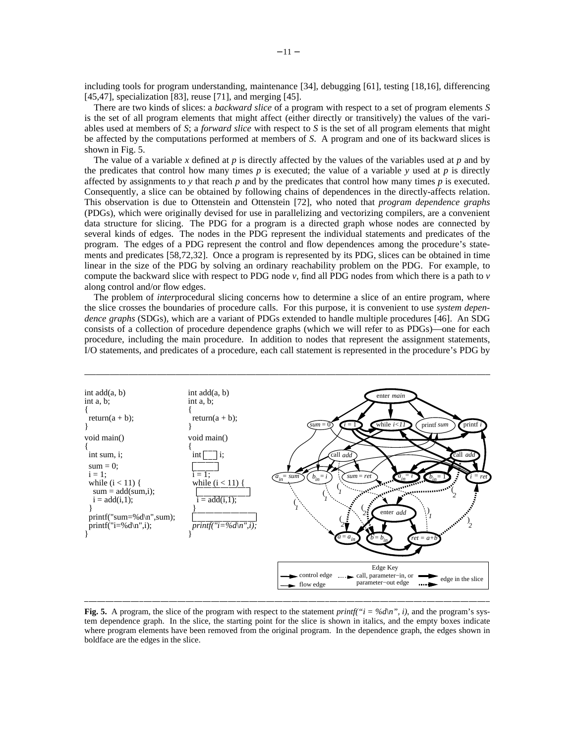including tools for program understanding, maintenance [34], debugging [61], testing [18,16], differencing [45,47], specialization [83], reuse [71], and merging [45].

There are two kinds of slices: a *backward slice* of a program with respect to a set of program elements *S* is the set of all program elements that might affect (either directly or transitively) the values of the variables used at members of *S*; a *forward slice* with respect to *S* is the set of all program elements that might be affected by the computations performed at members of *S*. A program and one of its backward slices is shown in Fig. 5.

The value of a variable *x* defined at *p* is directly affected by the values of the variables used at *p* and by the predicates that control how many times *p* is executed; the value of a variable *y* used at *p* is directly affected by assignments to *y* that reach *p* and by the predicates that control how many times *p* is executed. Consequently, a slice can be obtained by following chains of dependences in the directly-affects relation. This observation is due to Ottenstein and Ottenstein [72], who noted that *program dependence graphs* (PDGs), which were originally devised for use in parallelizing and vectorizing compilers, are a convenient data structure for slicing. The PDG for a program is a directed graph whose nodes are connected by several kinds of edges. The nodes in the PDG represent the individual statements and predicates of the program. The edges of a PDG represent the control and flow dependences among the procedure's statements and predicates [58,72,32]. Once a program is represented by its PDG, slices can be obtained in time linear in the size of the PDG by solving an ordinary reachability problem on the PDG. For example, to compute the backward slice with respect to PDG node *v*, find all PDG nodes from which there is a path to *v* along control and/or flow edges.

The problem of *inter*procedural slicing concerns how to determine a slice of an entire program, where the slice crosses the boundaries of procedure calls. For this purpose, it is convenient to use *system dependence graphs* (SDGs), which are a variant of PDGs extended to handle multiple procedures [46]. An SDG consists of a collection of procedure dependence graphs (which we will refer to as PDGs)—one for each procedure, including the main procedure. In addition to nodes that represent the assignment statements, I/O statements, and predicates of a procedure, each call statement is represented in the procedure's PDG by

```
int add(a, b)
int a, b;
{
  return(a + b);
}
void main()
{
  int sum, i;
  sum = 0;
  i = 1;
  while (i < 11) {
    sum = add(sum,i);
    i = add(i,1);
  }
  printf("sum=%d\n",sum);
  printf("i=%d\n",i);
}
```

```
int add(a, b)
int a, b;
{
  return(a + b);
}
void main()
{
  int [ ] i;
  [ ]
  i = 1;
  while (i < 11) {
    [ ]
    i = add(i,1);
  }
  [ ]
  printf("i=%d\n",i);
}
```

enter *main*
*sum* = 0
*i* = 1
while *i*<*11*
printf *sum*
printf *i*
call *add*
call *add*
$a_{in}$ = *sum*
$b_{in}$ = *i*
*sum* = *ret*
$a_{in}$ = *i*
$b_{in}$ = 1
*i* = *ret*
enter *add*
*a* = $a_{in}$
*b* = $b_{in}$
*ret* = *a*+*b*
$(_1$ $(_1$ $(_1$ $(_2$ $(_2$ $(_2$ $)_1$ $)_2$

Edge Key
control edge
flow edge
call, parameter−in, or parameter−out edge
edge in the slice

**Fig. 5.** A program, the slice of the program with respect to the statement *printf("i = %d\n", i)*, and the program's system dependence graph. In the slice, the starting point for the slice is shown in italics, and the empty boxes indicate where program elements have been removed from the original program. In the dependence graph, the edges shown in boldface are the edges in the slice.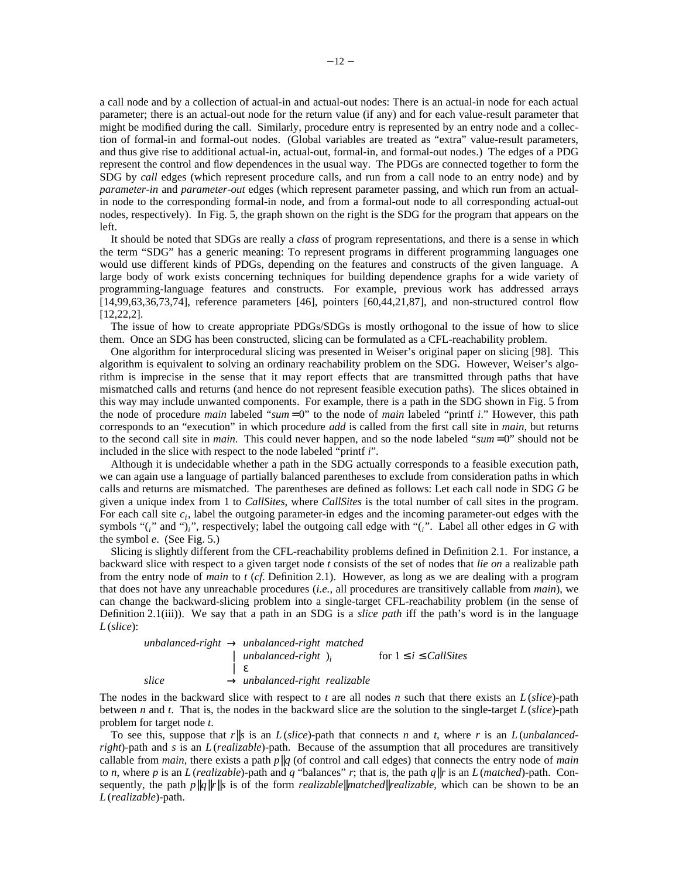a call node and by a collection of actual-in and actual-out nodes: There is an actual-in node for each actual parameter; there is an actual-out node for the return value (if any) and for each value-result parameter that might be modified during the call. Similarly, procedure entry is represented by an entry node and a collection of formal-in and formal-out nodes. (Global variables are treated as "extra" value-result parameters, and thus give rise to additional actual-in, actual-out, formal-in, and formal-out nodes.) The edges of a PDG represent the control and flow dependences in the usual way. The PDGs are connected together to form the SDG by *call* edges (which represent procedure calls, and run from a call node to an entry node) and by *parameter-in* and *parameter-out* edges (which represent parameter passing, and which run from an actual-in node to the corresponding formal-in node, and from a formal-out node to all corresponding actual-out nodes, respectively). In Fig. 5, the graph shown on the right is the SDG for the program that appears on the left.

It should be noted that SDGs are really a *class* of program representations, and there is a sense in which the term "SDG" has a generic meaning: To represent programs in different programming languages one would use different kinds of PDGs, depending on the features and constructs of the given language. A large body of work exists concerning techniques for building dependence graphs for a wide variety of programming-language features and constructs. For example, previous work has addressed arrays [14,99,63,36,73,74], reference parameters [46], pointers [60,44,21,87], and non-structured control flow [12,22,2].

The issue of how to create appropriate PDGs/SDGs is mostly orthogonal to the issue of how to slice them. Once an SDG has been constructed, slicing can be formulated as a CFL-reachability problem.

One algorithm for interprocedural slicing was presented in Weiser's original paper on slicing [98]. This algorithm is equivalent to solving an ordinary reachability problem on the SDG. However, Weiser's algorithm is imprecise in the sense that it may report effects that are transmitted through paths that have mismatched calls and returns (and hence do not represent feasible execution paths). The slices obtained in this way may include unwanted components. For example, there is a path in the SDG shown in Fig. 5 from the node of procedure *main* labeled "$sum = 0$" to the node of *main* labeled "printf *i*." However, this path corresponds to an "execution" in which procedure *add* is called from the first call site in *main*, but returns to the second call site in *main*. This could never happen, and so the node labeled "$sum = 0$" should not be included in the slice with respect to the node labeled "printf *i*".

Although it is undecidable whether a path in the SDG actually corresponds to a feasible execution path, we can again use a language of partially balanced parentheses to exclude from consideration paths in which calls and returns are mismatched. The parentheses are defined as follows: Let each call node in SDG $G$ be given a unique index from 1 to *CallSites*, where *CallSites* is the total number of call sites in the program. For each call site $c_i$, label the outgoing parameter-in edges and the incoming parameter-out edges with the symbols "$(_i$" and "$)_i$", respectively; label the outgoing call edge with "$(_i$". Label all other edges in $G$ with the symbol $e$. (See Fig. 5.)

Slicing is slightly different from the CFL-reachability problems defined in Definition 2.1. For instance, a backward slice with respect to a given target node $t$ consists of the set of nodes that *lie on* a realizable path from the entry node of *main* to $t$ (*cf.* Definition 2.1). However, as long as we are dealing with a program that does not have any unreachable procedures (*i.e.*, all procedures are transitively callable from *main*), we can change the backward-slicing problem into a single-target CFL-reachability problem (in the sense of Definition 2.1(iii)). We say that a path in an SDG is a *slice path* iff the path's word is in the language $L(slice)$:

$$
\begin{array}{lcll}
\textit{unbalanced-right} & \rightarrow & \textit{unbalanced-right matched} & \\
 & | & \textit{unbalanced-right } )_i & \text{for } 1 \le i \le \textit{CallSites} \\
 & | & \varepsilon & \\
\textit{slice} & \rightarrow & \textit{unbalanced-right realizable} &
\end{array}
$$

The nodes in the backward slice with respect to $t$ are all nodes $n$ such that there exists an $L(slice)$-path between $n$ and $t$. That is, the nodes in the backward slice are the solution to the single-target $L(slice)$-path problem for target node $t$.

To see this, suppose that $r \| s$ is an $L(slice)$-path that connects $n$ and $t$, where $r$ is an $L(\textit{unbalanced-right})$-path and $s$ is an $L(realizable)$-path. Because of the assumption that all procedures are transitively callable from *main*, there exists a path $p \| q$ (of control and call edges) that connects the entry node of *main* to $n$, where $p$ is an $L(realizable)$-path and $q$ "balances" $r$; that is, the path $q \| r$ is an $L(matched)$-path. Consequently, the path $p \| q \| r \| s$ is of the form $\textit{realizable} \| \textit{matched} \| \textit{realizable}$, which can be shown to be an $L(realizable)$-path.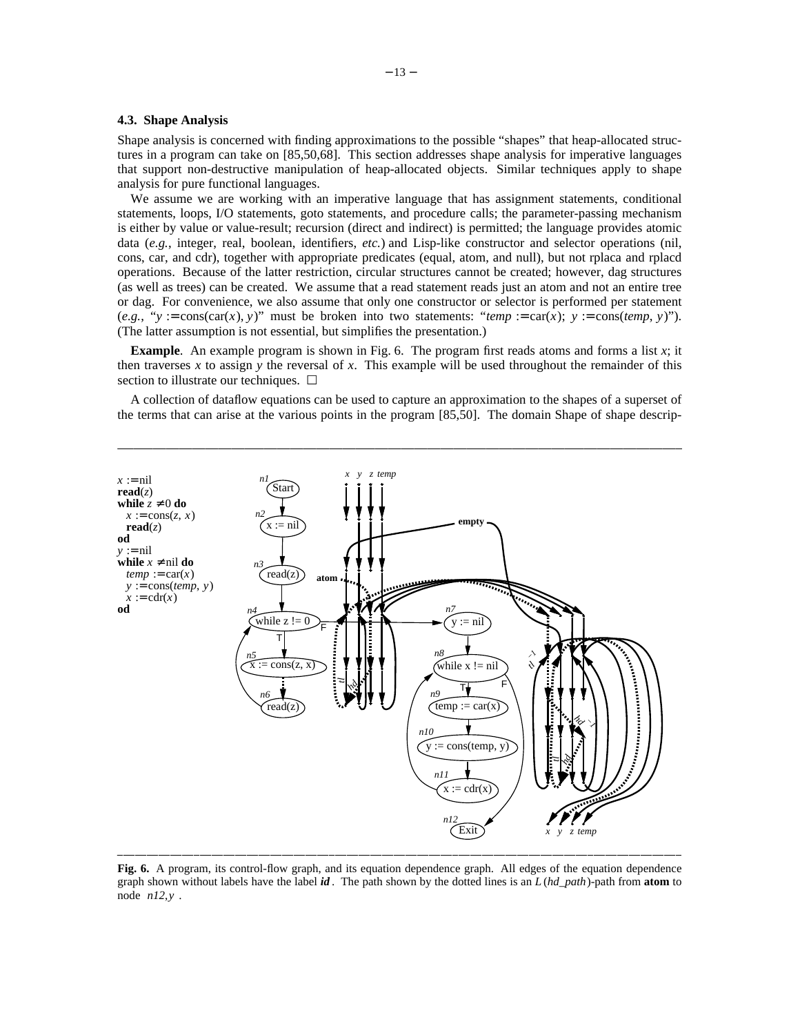### 4.3. Shape Analysis

Shape analysis is concerned with finding approximations to the possible "shapes" that heap-allocated structures in a program can take on [85,50,68]. This section addresses shape analysis for imperative languages that support non-destructive manipulation of heap-allocated objects. Similar techniques apply to shape analysis for pure functional languages.

We assume we are working with an imperative language that has assignment statements, conditional statements, loops, I/O statements, goto statements, and procedure calls; the parameter-passing mechanism is either by value or value-result; recursion (direct and indirect) is permitted; the language provides atomic data (*e.g.*, integer, real, boolean, identifiers, *etc.*) and Lisp-like constructor and selector operations (nil, cons, car, and cdr), together with appropriate predicates (equal, atom, and null), but not rplaca and rplacd operations. Because of the latter restriction, circular structures cannot be created; however, dag structures (as well as trees) can be created. We assume that a read statement reads just an atom and not an entire tree or dag. For convenience, we also assume that only one constructor or selector is performed per statement (*e.g.*, "$y := \text{cons}(\text{car}(x), y)$" must be broken into two statements: "$temp := \text{car}(x)$; $y := \text{cons}(temp, y)$"). (The latter assumption is not essential, but simplifies the presentation.)

**Example**. An example program is shown in Fig. 6. The program first reads atoms and forms a list $x$; it then traverses $x$ to assign $y$ the reversal of $x$. This example will be used throughout the remainder of this section to illustrate our techniques. □

A collection of dataflow equations can be used to capture an approximation to the shapes of a superset of the terms that can arise at the various points in the program [85,50]. The domain Shape of shape descrip-

```
x := nil
read(z)
while z ≠ 0 do
  x := cons(z, x)
  read(z)
od
y := nil
while x ≠ nil do
  temp := car(x)
  y := cons(temp, y)
  x := cdr(x)
od
```

n1 Start
n2 x := nil
n3 read(z)
n4 while z != 0
n5 x := cons(z, x)
n6 read(z)
n7 y := nil
n8 while x != nil
n9 temp := car(x)
n10 y := cons(temp, y)
n11 x := cdr(x)
n12 Exit
T F
x y z temp
empty
atom
tl hd
tl⁻¹ hd⁻¹
x y z temp

**Fig. 6.** A program, its control-flow graph, and its equation dependence graph. All edges of the equation dependence graph shown without labels have the label ***id***. The path shown by the dotted lines is an $L(hd\_path)$-path from **atom** to node $n12, y$.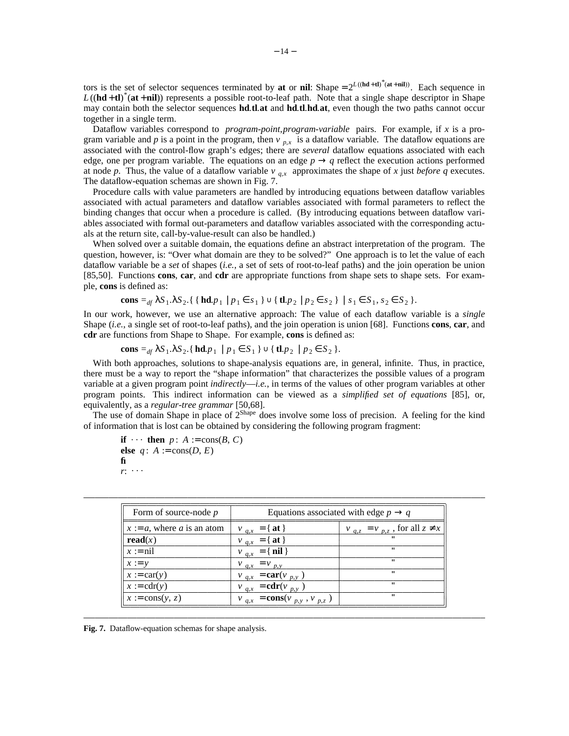tors is the set of selector sequences terminated by **at** or **nil**: Shape $= 2^{L((\mathbf{hd}+\mathbf{tl})^*(\mathbf{at}+\mathbf{nil}))}$. Each sequence in $L((\mathbf{hd}+\mathbf{tl})^*(\mathbf{at}+\mathbf{nil}))$ represents a possible root-to-leaf path. Note that a single shape descriptor in Shape may contain both the selector sequences **hd**.**tl**.**at** and **hd**.**tl**.**hd**.**at**, even though the two paths cannot occur together in a single term.

Dataflow variables correspond to *program-point*,*program-variable* pairs. For example, if $x$ is a program variable and $p$ is a point in the program, then $v_{p,x}$ is a dataflow variable. The dataflow equations are associated with the control-flow graph's edges; there are *several* dataflow equations associated with each edge, one per program variable. The equations on an edge $p \to q$ reflect the execution actions performed at node $p$. Thus, the value of a dataflow variable $v_{q,x}$ approximates the shape of $x$ just *before* $q$ executes. The dataflow-equation schemas are shown in Fig. 7.

Procedure calls with value parameters are handled by introducing equations between dataflow variables associated with actual parameters and dataflow variables associated with formal parameters to reflect the binding changes that occur when a procedure is called. (By introducing equations between dataflow variables associated with formal out-parameters and dataflow variables associated with the corresponding actuals at the return site, call-by-value-result can also be handled.)

When solved over a suitable domain, the equations define an abstract interpretation of the program. The question, however, is: "Over what domain are they to be solved?" One approach is to let the value of each dataflow variable be a *set* of shapes (*i.e.*, a set of sets of root-to-leaf paths) and the join operation be union [85,50]. Functions **cons**, **car**, and **cdr** are appropriate functions from shape sets to shape sets. For example, **cons** is defined as:

$$\mathbf{cons} =_{df} \lambda S_1.\lambda S_2.\{\, \{\, \mathbf{hd}.p_1 \mid p_1 \in s_1 \,\} \cup \{\, \mathbf{tl}.p_2 \mid p_2 \in s_2 \,\} \mid s_1 \in S_1,\, s_2 \in S_2 \,\}.$$

In our work, however, we use an alternative approach: The value of each dataflow variable is a *single* Shape (*i.e.*, a single set of root-to-leaf paths), and the join operation is union [68]. Functions **cons**, **car**, and **cdr** are functions from Shape to Shape. For example, **cons** is defined as:

$$\mathbf{cons} =_{df} \lambda S_1.\lambda S_2.\{\, \mathbf{hd}.p_1 \mid p_1 \in S_1 \,\} \cup \{\, \mathbf{tl}.p_2 \mid p_2 \in S_2 \,\}.$$

With both approaches, solutions to shape-analysis equations are, in general, infinite. Thus, in practice, there must be a way to report the "shape information" that characterizes the possible values of a program variable at a given program point *indirectly*—*i.e.*, in terms of the values of other program variables at other program points. This indirect information can be viewed as a *simplified set of equations* [85], or, equivalently, as a *regular-tree grammar* [50,68].

The use of domain Shape in place of $2^{\text{Shape}}$ does involve some loss of precision. A feeling for the kind of information that is lost can be obtained by considering the following program fragment:

**if** $\cdots$ **then** $p$: $A := \text{cons}(B, C)$
**else** $q$: $A := \text{cons}(D, E)$
**fi**
$r$: $\cdots$

| Form of source-node $p$ | Equations associated with edge $p \to q$ | |
|---|---|---|
| $x := a$, where $a$ is an atom | $v_{q,x} = \{\, \mathbf{at} \,\}$ | $v_{q,z} = v_{p,z}$, for all $z \neq x$ |
| **read**($x$) | $v_{q,x} = \{\, \mathbf{at} \,\}$ | " |
| $x :=$ nil | $v_{q,x} = \{\, \mathbf{nil} \,\}$ | " |
| $x := y$ | $v_{q,x} = v_{p,y}$ | " |
| $x :=$ car($y$) | $v_{q,x} = \mathbf{car}(v_{p,y})$ | " |
| $x :=$ cdr($y$) | $v_{q,x} = \mathbf{cdr}(v_{p,y})$ | " |
| $x :=$ cons($y$, $z$) | $v_{q,x} = \mathbf{cons}(v_{p,y}, v_{p,z})$ | " |

**Fig. 7.** Dataflow-equation schemas for shape analysis.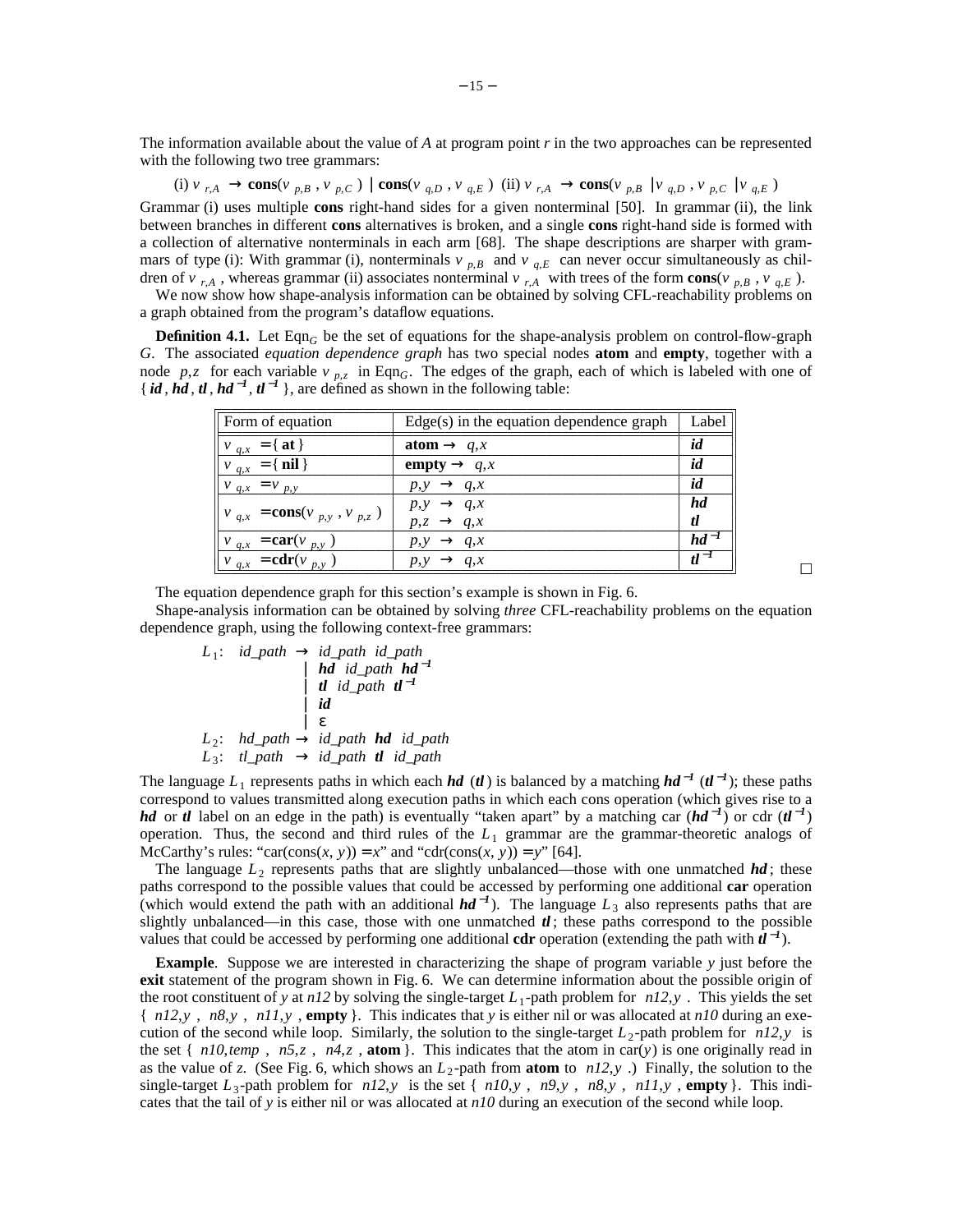The information available about the value of $A$ at program point $r$ in the two approaches can be represented with the following two tree grammars:

(i) $v_{r,A} \rightarrow \textbf{cons}(v_{p,B}, v_{p,C}) \mid \textbf{cons}(v_{q,D}, v_{q,E})$ (ii) $v_{r,A} \rightarrow \textbf{cons}(v_{p,B} \mid v_{q,D}, v_{p,C} \mid v_{q,E})$

Grammar (i) uses multiple **cons** right-hand sides for a given nonterminal [50]. In grammar (ii), the link between branches in different **cons** alternatives is broken, and a single **cons** right-hand side is formed with a collection of alternative nonterminals in each arm [68]. The shape descriptions are sharper with grammars of type (i): With grammar (i), nonterminals $v_{p,B}$ and $v_{q,E}$ can never occur simultaneously as children of $v_{r,A}$, whereas grammar (ii) associates nonterminal $v_{r,A}$ with trees of the form $\textbf{cons}(v_{p,B}, v_{q,E})$.

We now show how shape-analysis information can be obtained by solving CFL-reachability problems on a graph obtained from the program's dataflow equations.

**Definition 4.1.** Let $\text{Eqn}_G$ be the set of equations for the shape-analysis problem on control-flow-graph $G$. The associated *equation dependence graph* has two special nodes **atom** and **empty**, together with a node $\langle p,z \rangle$ for each variable $v_{p,z}$ in $\text{Eqn}_G$. The edges of the graph, each of which is labeled with one of $\{ \boldsymbol{id}, \boldsymbol{hd}, \boldsymbol{tl}, \boldsymbol{hd^{-1}}, \boldsymbol{tl^{-1}} \}$, are defined as shown in the following table:

| Form of equation | Edge(s) in the equation dependence graph | Label |
|---|---|---|
| $v_{q,x} = \{ \textbf{at} \}$ | **atom** $\rightarrow \langle q,x \rangle$ | ***id*** |
| $v_{q,x} = \{ \textbf{nil} \}$ | **empty** $\rightarrow \langle q,x \rangle$ | ***id*** |
| $v_{q,x} = v_{p,y}$ | $\langle p,y \rangle \rightarrow \langle q,x \rangle$ | ***id*** |
| $v_{q,x} = \textbf{cons}(v_{p,y}, v_{p,z})$ | $\langle p,y \rangle \rightarrow \langle q,x \rangle$<br>$\langle p,z \rangle \rightarrow \langle q,x \rangle$ | ***hd***<br>***tl*** |
| $v_{q,x} = \textbf{car}(v_{p,y})$ | $\langle p,y \rangle \rightarrow \langle q,x \rangle$ | $\boldsymbol{hd^{-1}}$ |
| $v_{q,x} = \textbf{cdr}(v_{p,y})$ | $\langle p,y \rangle \rightarrow \langle q,x \rangle$ | $\boldsymbol{tl^{-1}}$ |

□

The equation dependence graph for this section's example is shown in Fig. 6.

Shape-analysis information can be obtained by solving *three* CFL-reachability problems on the equation dependence graph, using the following context-free grammars:

$$
\begin{array}{llcl}
L_1: & id\_path & \rightarrow & id\_path \;\; id\_path \\
 & & | & \boldsymbol{hd} \;\; id\_path \;\; \boldsymbol{hd^{-1}} \\
 & & | & \boldsymbol{tl} \;\; id\_path \;\; \boldsymbol{tl^{-1}} \\
 & & | & \boldsymbol{id} \\
 & & | & \varepsilon \\
L_2: & hd\_path & \rightarrow & id\_path \;\; \boldsymbol{hd} \;\; id\_path \\
L_3: & tl\_path & \rightarrow & id\_path \;\; \boldsymbol{tl} \;\; id\_path
\end{array}
$$

The language $L_1$ represents paths in which each ***hd*** (***tl***) is balanced by a matching $\boldsymbol{hd^{-1}}$ ($\boldsymbol{tl^{-1}}$); these paths correspond to values transmitted along execution paths in which each cons operation (which gives rise to a ***hd*** or ***tl*** label on an edge in the path) is eventually "taken apart" by a matching car ($\boldsymbol{hd^{-1}}$) or cdr ($\boldsymbol{tl^{-1}}$) operation. Thus, the second and third rules of the $L_1$ grammar are the grammar-theoretic analogs of McCarthy's rules: "car(cons($x$, $y$)) = $x$" and "cdr(cons($x$, $y$)) = $y$" [64].

The language $L_2$ represents paths that are slightly unbalanced—those with one unmatched ***hd***; these paths correspond to the possible values that could be accessed by performing one additional **car** operation (which would extend the path with an additional $\boldsymbol{hd^{-1}}$). The language $L_3$ also represents paths that are slightly unbalanced—in this case, those with one unmatched ***tl***; these paths correspond to the possible values that could be accessed by performing one additional **cdr** operation (extending the path with $\boldsymbol{tl^{-1}}$).

**Example**. Suppose we are interested in characterizing the shape of program variable $y$ just before the **exit** statement of the program shown in Fig. 6. We can determine information about the possible origin of the root constituent of $y$ at *n12* by solving the single-target $L_1$-path problem for $\langle n12,y \rangle$. This yields the set $\{ \langle n12,y \rangle, \langle n8,y \rangle, \langle n11,y \rangle,$ **empty** $\}$. This indicates that $y$ is either nil or was allocated at *n10* during an execution of the second while loop. Similarly, the solution to the single-target $L_2$-path problem for $\langle n12,y \rangle$ is the set $\{ \langle n10,temp \rangle, \langle n5,z \rangle, \langle n4,z \rangle,$ **atom** $\}$. This indicates that the atom in car($y$) is one originally read in as the value of $z$. (See Fig. 6, which shows an $L_2$-path from **atom** to $\langle n12,y \rangle$.) Finally, the solution to the single-target $L_3$-path problem for $\langle n12,y \rangle$ is the set $\{ \langle n10,y \rangle, \langle n9,y \rangle, \langle n8,y \rangle, \langle n11,y \rangle,$ **empty** $\}$. This indicates that the tail of $y$ is either nil or was allocated at *n10* during an execution of the second while loop.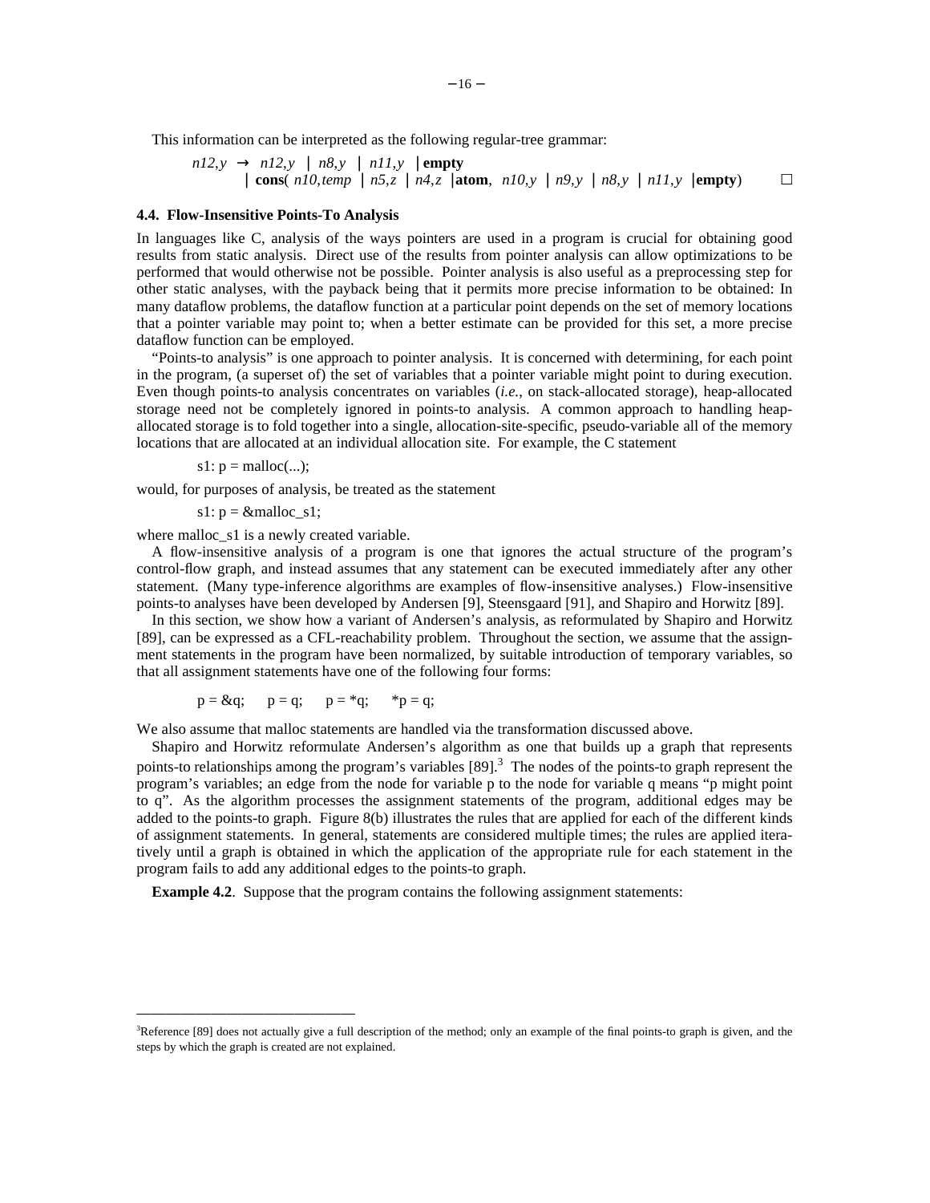This information can be interpreted as the following regular-tree grammar:

$n12,y \rightarrow n12,y \mid n8,y \mid n11,y \mid$ **empty**
$\quad\quad\quad \mid$ **cons**( $n10,temp \mid n5,z \mid n4,z \mid$ **atom**, $n10,y \mid n9,y \mid n8,y \mid n11,y \mid$ **empty**) □

### 4.4. Flow-Insensitive Points-To Analysis

In languages like C, analysis of the ways pointers are used in a program is crucial for obtaining good results from static analysis. Direct use of the results from pointer analysis can allow optimizations to be performed that would otherwise not be possible. Pointer analysis is also useful as a preprocessing step for other static analyses, with the payback being that it permits more precise information to be obtained: In many dataflow problems, the dataflow function at a particular point depends on the set of memory locations that a pointer variable may point to; when a better estimate can be provided for this set, a more precise dataflow function can be employed.

"Points-to analysis" is one approach to pointer analysis. It is concerned with determining, for each point in the program, (a superset of) the set of variables that a pointer variable might point to during execution. Even though points-to analysis concentrates on variables (*i.e.*, on stack-allocated storage), heap-allocated storage need not be completely ignored in points-to analysis. A common approach to handling heap-allocated storage is to fold together into a single, allocation-site-specific, pseudo-variable all of the memory locations that are allocated at an individual allocation site. For example, the C statement

```
s1: p = malloc(...);
```

would, for purposes of analysis, be treated as the statement

```
s1: p = &malloc_s1;
```

where malloc_s1 is a newly created variable.

A flow-insensitive analysis of a program is one that ignores the actual structure of the program's control-flow graph, and instead assumes that any statement can be executed immediately after any other statement. (Many type-inference algorithms are examples of flow-insensitive analyses.) Flow-insensitive points-to analyses have been developed by Andersen [9], Steensgaard [91], and Shapiro and Horwitz [89].

In this section, we show how a variant of Andersen's analysis, as reformulated by Shapiro and Horwitz [89], can be expressed as a CFL-reachability problem. Throughout the section, we assume that the assignment statements in the program have been normalized, by suitable introduction of temporary variables, so that all assignment statements have one of the following four forms:

```
p = &q;     p = q;     p = *q;     *p = q;
```

We also assume that malloc statements are handled via the transformation discussed above.

Shapiro and Horwitz reformulate Andersen's algorithm as one that builds up a graph that represents points-to relationships among the program's variables [89].[3] The nodes of the points-to graph represent the program's variables; an edge from the node for variable p to the node for variable q means "p might point to q". As the algorithm processes the assignment statements of the program, additional edges may be added to the points-to graph. Figure 8(b) illustrates the rules that are applied for each of the different kinds of assignment statements. In general, statements are considered multiple times; the rules are applied iteratively until a graph is obtained in which the application of the appropriate rule for each statement in the program fails to add any additional edges to the points-to graph.

**Example 4.2**. Suppose that the program contains the following assignment statements:

---

[3]Reference [89] does not actually give a full description of the method; only an example of the final points-to graph is given, and the steps by which the graph is created are not explained.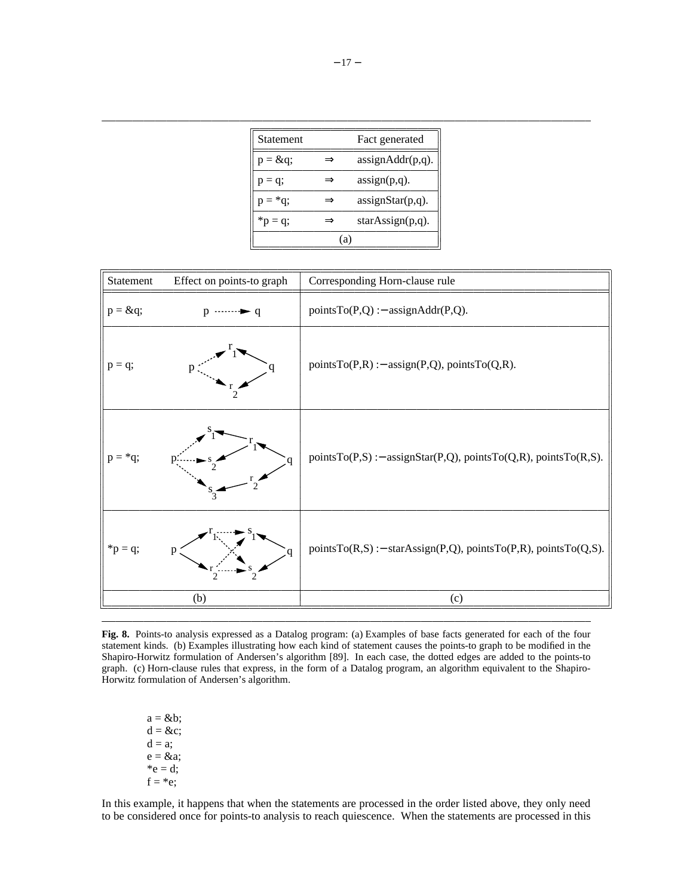| Statement | | Fact generated |
|---|---|---|
| p = &q; | ⇒ | assignAddr(p,q). |
| p = q; | ⇒ | assign(p,q). |
| p = *q; | ⇒ | assignStar(p,q). |
| *p = q; | ⇒ | starAssign(p,q). |
| | (a) | |

| Statement | Effect on points-to graph | Corresponding Horn-clause rule |
|---|---|---|
| p = &q; | p → q | pointsTo(P,Q) :− assignAddr(P,Q). |
| p = q; | | pointsTo(P,R) :− assign(P,Q), pointsTo(Q,R). |
| p = *q; | | pointsTo(P,S) :− assignStar(P,Q), pointsTo(Q,R), pointsTo(R,S). |
| *p = q; | | pointsTo(R,S) :− starAssign(P,Q), pointsTo(P,R), pointsTo(Q,S). |
| (b) | | (c) |

p
$r_1$
$r_2$
q
p
$s_1$
$s_2$
$s_3$
$r_1$
$r_2$
q
p
$r_1$
$r_2$
$s_1$
$s_2$
q

**Fig. 8.** Points-to analysis expressed as a Datalog program: (a) Examples of base facts generated for each of the four statement kinds. (b) Examples illustrating how each kind of statement causes the points-to graph to be modified in the Shapiro-Horwitz formulation of Andersen's algorithm [89]. In each case, the dotted edges are added to the points-to graph. (c) Horn-clause rules that express, in the form of a Datalog program, an algorithm equivalent to the Shapiro-Horwitz formulation of Andersen's algorithm.

```
a = &b;
d = &c;
d = a;
e = &a;
*e = d;
f = *e;
```

In this example, it happens that when the statements are processed in the order listed above, they only need to be considered once for points-to analysis to reach quiescence. When the statements are processed in this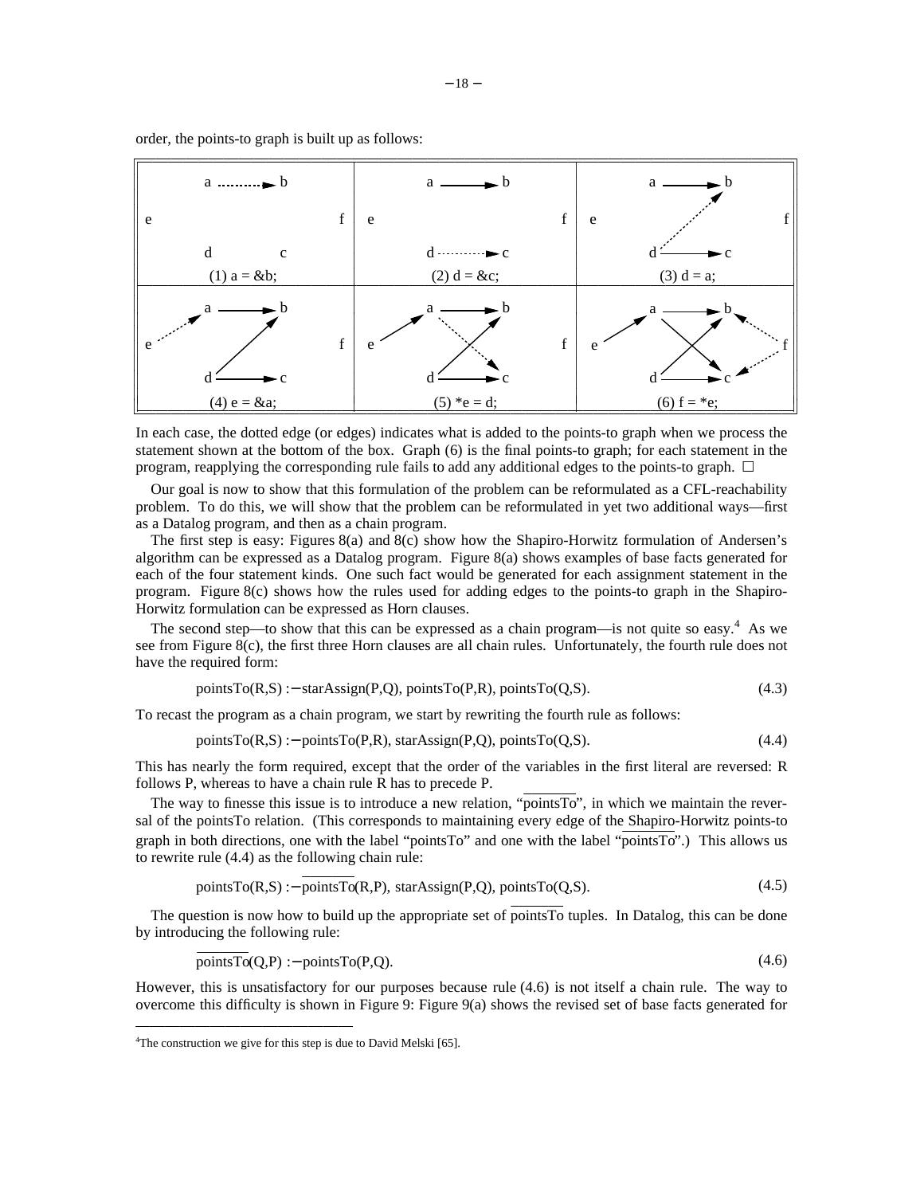order, the points-to graph is built up as follows:

(1) a = &b;

(2) d = &c;

(3) d = a;

(4) e = &a;

(5) *e = d;

(6) f = *e;

In each case, the dotted edge (or edges) indicates what is added to the points-to graph when we process the statement shown at the bottom of the box. Graph (6) is the final points-to graph; for each statement in the program, reapplying the corresponding rule fails to add any additional edges to the points-to graph. □

Our goal is now to show that this formulation of the problem can be reformulated as a CFL-reachability problem. To do this, we will show that the problem can be reformulated in yet two additional ways—first as a Datalog program, and then as a chain program.

The first step is easy: Figures 8(a) and 8(c) show how the Shapiro-Horwitz formulation of Andersen's algorithm can be expressed as a Datalog program. Figure 8(a) shows examples of base facts generated for each of the four statement kinds. One such fact would be generated for each assignment statement in the program. Figure 8(c) shows how the rules used for adding edges to the points-to graph in the Shapiro-Horwitz formulation can be expressed as Horn clauses.

The second step—to show that this can be expressed as a chain program—is not quite so easy.[4] As we see from Figure 8(c), the first three Horn clauses are all chain rules. Unfortunately, the fourth rule does not have the required form:

$$\text{pointsTo(R,S)} :- \text{starAssign(P,Q), pointsTo(P,R), pointsTo(Q,S).} \qquad (4.3)$$

To recast the program as a chain program, we start by rewriting the fourth rule as follows:

$$\text{pointsTo(R,S)} :- \text{pointsTo(P,R), starAssign(P,Q), pointsTo(Q,S).} \qquad (4.4)$$

This has nearly the form required, except that the order of the variables in the first literal are reversed: R follows P, whereas to have a chain rule R has to precede P.

The way to finesse this issue is to introduce a new relation, "$\overline{\text{pointsTo}}$", in which we maintain the reversal of the pointsTo relation. (This corresponds to maintaining every edge of the Shapiro-Horwitz points-to graph in both directions, one with the label "pointsTo" and one with the label "$\overline{\text{pointsTo}}$".) This allows us to rewrite rule (4.4) as the following chain rule:

$$\text{pointsTo(R,S)} :- \overline{\text{pointsTo}}\text{(R,P), starAssign(P,Q), pointsTo(Q,S).} \qquad (4.5)$$

The question is now how to build up the appropriate set of $\overline{\text{pointsTo}}$ tuples. In Datalog, this can be done by introducing the following rule:

$$\overline{\text{pointsTo}}\text{(Q,P)} :- \text{pointsTo(P,Q).} \qquad (4.6)$$

However, this is unsatisfactory for our purposes because rule (4.6) is not itself a chain rule. The way to overcome this difficulty is shown in Figure 9: Figure 9(a) shows the revised set of base facts generated for

[4] The construction we give for this step is due to David Melski [65].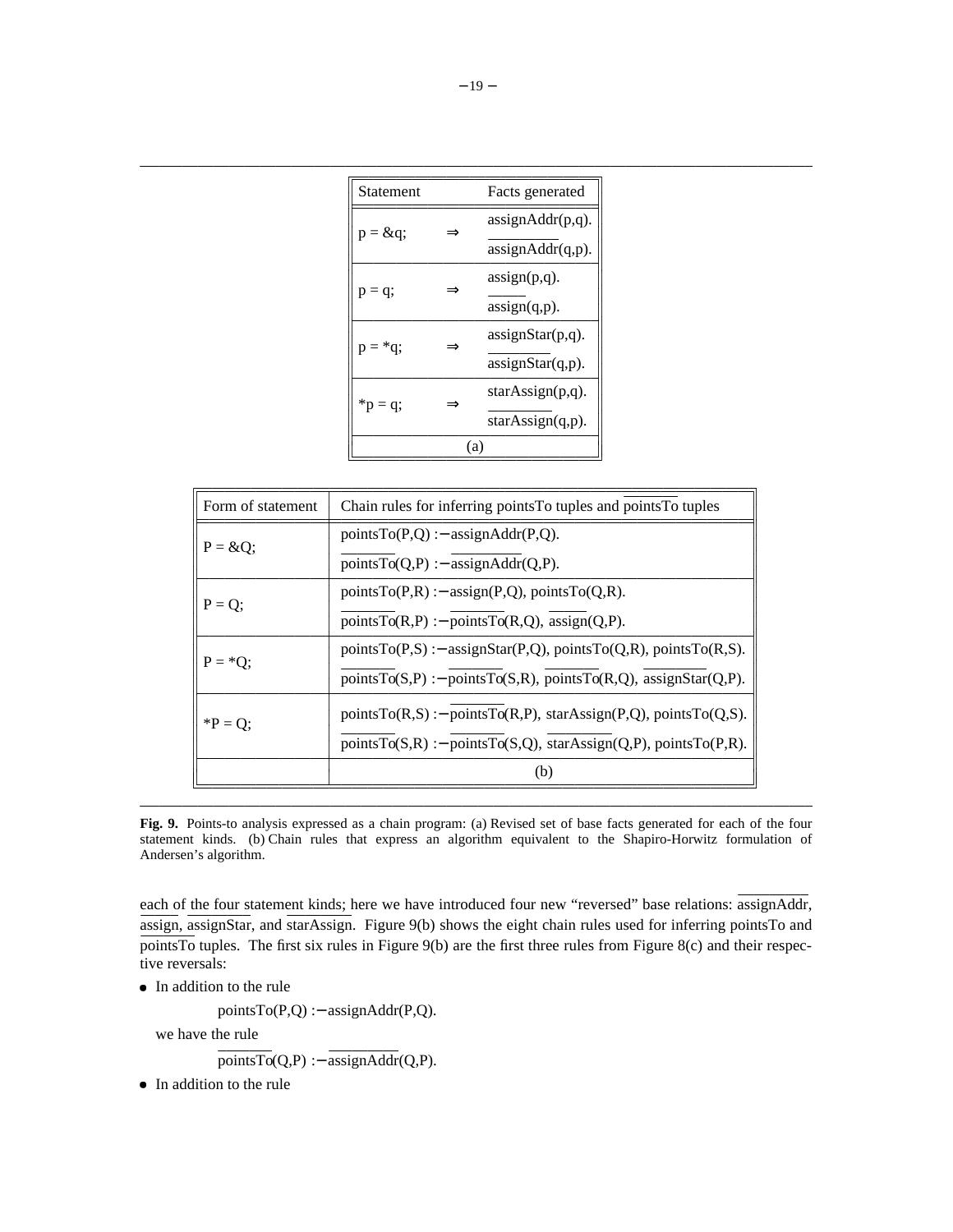| Statement | | Facts generated |
|---|---|---|
| p = &q; | ⇒ | assignAddr(p,q). |
| | | $\overline{\text{assignAddr}}$(q,p). |
| p = q; | ⇒ | assign(p,q). |
| | | $\overline{\text{assign}}$(q,p). |
| p = *q; | ⇒ | assignStar(p,q). |
| | | $\overline{\text{assignStar}}$(q,p). |
| *p = q; | ⇒ | starAssign(p,q). |
| | | $\overline{\text{starAssign}}$(q,p). |
| | (a) | |

| Form of statement | Chain rules for inferring pointsTo tuples and $\overline{\text{pointsTo}}$ tuples |
|---|---|
| P = &Q; | pointsTo(P,Q) :− assignAddr(P,Q). |
| | $\overline{\text{pointsTo}}$(Q,P) :− $\overline{\text{assignAddr}}$(Q,P). |
| P = Q; | pointsTo(P,R) :− assign(P,Q), pointsTo(Q,R). |
| | $\overline{\text{pointsTo}}$(R,P) :− $\overline{\text{pointsTo}}$(R,Q), $\overline{\text{assign}}$(Q,P). |
| P = *Q; | pointsTo(P,S) :− assignStar(P,Q), pointsTo(Q,R), pointsTo(R,S). |
| | $\overline{\text{pointsTo}}$(S,P) :− $\overline{\text{pointsTo}}$(S,R), $\overline{\text{pointsTo}}$(R,Q), $\overline{\text{assignStar}}$(Q,P). |
| *P = Q; | pointsTo(R,S) :− $\overline{\text{pointsTo}}$(R,P), starAssign(P,Q), pointsTo(Q,S). |
| | $\overline{\text{pointsTo}}$(S,R) :− $\overline{\text{pointsTo}}$(S,Q), $\overline{\text{starAssign}}$(Q,P), pointsTo(P,R). |
| | (b) |

**Fig. 9.** Points-to analysis expressed as a chain program: (a) Revised set of base facts generated for each of the four statement kinds. (b) Chain rules that express an algorithm equivalent to the Shapiro-Horwitz formulation of Andersen's algorithm.

each of the four statement kinds; here we have introduced four new "reversed" base relations: $\overline{\text{assignAddr}}$, $\overline{\text{assign}}$, $\overline{\text{assignStar}}$, and $\overline{\text{starAssign}}$. Figure 9(b) shows the eight chain rules used for inferring pointsTo and $\overline{\text{pointsTo}}$ tuples. The first six rules in Figure 9(b) are the first three rules from Figure 8(c) and their respective reversals:

- In addition to the rule

  pointsTo(P,Q) :− assignAddr(P,Q).

  we have the rule

  $\overline{\text{pointsTo}}$(Q,P) :− $\overline{\text{assignAddr}}$(Q,P).

- In addition to the rule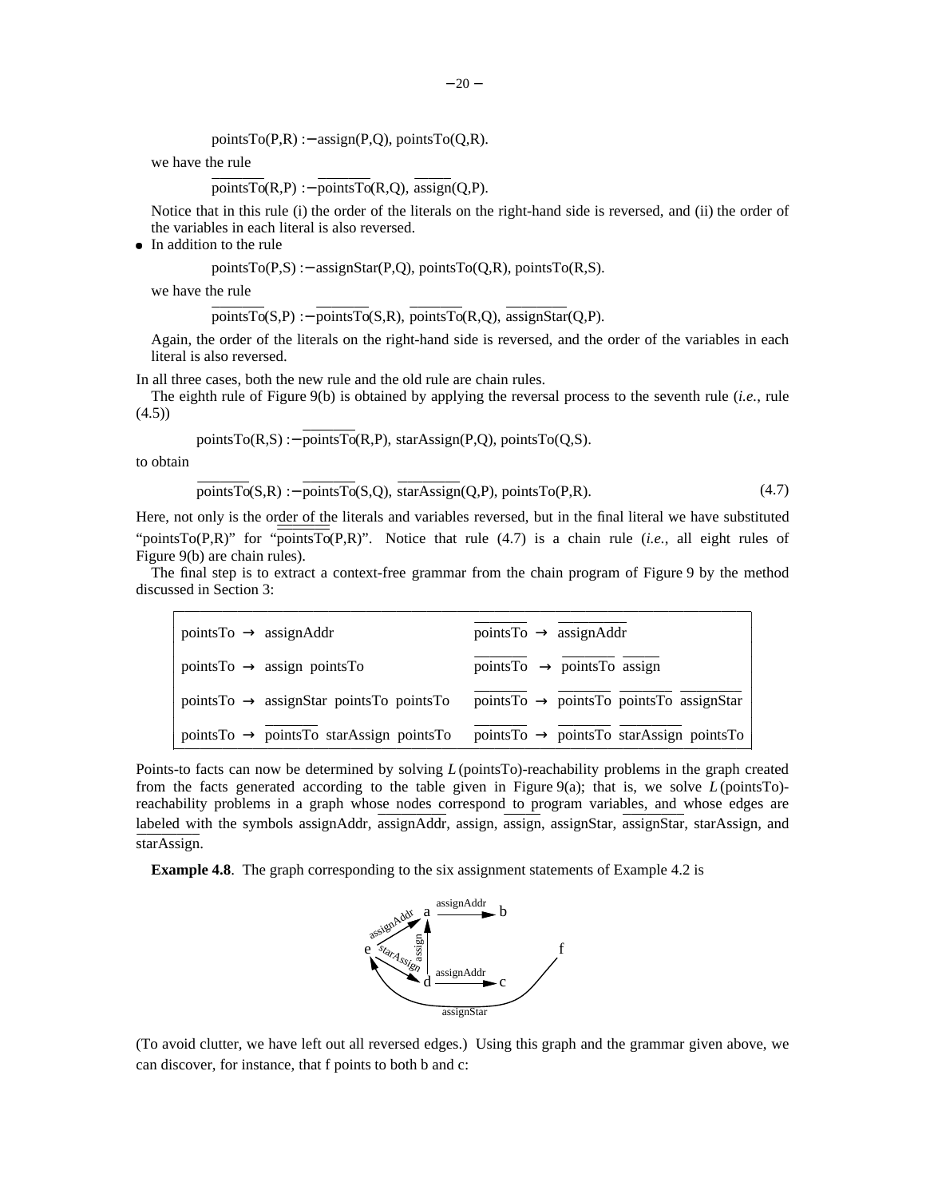$$\text{pointsTo(P,R)} :- \text{assign(P,Q), pointsTo(Q,R).}$$

we have the rule

$$\overline{\text{pointsTo}}\text{(R,P)} :- \overline{\text{pointsTo}}\text{(R,Q)}, \overline{\text{assign}}\text{(Q,P).}$$

Notice that in this rule (i) the order of the literals on the right-hand side is reversed, and (ii) the order of the variables in each literal is also reversed.

- In addition to the rule

  $$\text{pointsTo(P,S)} :- \text{assignStar(P,Q), pointsTo(Q,R), pointsTo(R,S).}$$

  we have the rule

  $$\overline{\text{pointsTo}}\text{(S,P)} :- \overline{\text{pointsTo}}\text{(S,R)}, \overline{\text{pointsTo}}\text{(R,Q)}, \overline{\text{assignStar}}\text{(Q,P).}$$

  Again, the order of the literals on the right-hand side is reversed, and the order of the variables in each literal is also reversed.

In all three cases, both the new rule and the old rule are chain rules.

The eighth rule of Figure 9(b) is obtained by applying the reversal process to the seventh rule (*i.e.*, rule (4.5))

$$\text{pointsTo(R,S)} :- \overline{\text{pointsTo}}\text{(R,P), starAssign(P,Q), pointsTo(Q,S).}$$

to obtain

$$\overline{\text{pointsTo}}\text{(S,R)} :- \overline{\text{pointsTo}}\text{(S,Q)}, \overline{\text{starAssign}}\text{(Q,P), pointsTo(P,R).} \tag{4.7}$$

Here, not only is the order of the literals and variables reversed, but in the final literal we have substituted "pointsTo(P,R)" for "$\overline{\text{pointsTo}}$(P,R)". Notice that rule (4.7) is a chain rule (*i.e.*, all eight rules of Figure 9(b) are chain rules).

The final step is to extract a context-free grammar from the chain program of Figure 9 by the method discussed in Section 3:

| | |
|---|---|
| pointsTo → assignAddr | $\overline{\text{pointsTo}}$ → $\overline{\text{assignAddr}}$ |
| pointsTo → assign pointsTo | $\overline{\text{pointsTo}}$ → $\overline{\text{pointsTo}}$ $\overline{\text{assign}}$ |
| pointsTo → assignStar pointsTo pointsTo | $\overline{\text{pointsTo}}$ → $\overline{\text{pointsTo}}$ $\overline{\text{pointsTo}}$ $\overline{\text{assignStar}}$ |
| pointsTo → $\overline{\text{pointsTo}}$ starAssign pointsTo | $\overline{\text{pointsTo}}$ → $\overline{\text{pointsTo}}$ $\overline{\text{starAssign}}$ pointsTo |

Points-to facts can now be determined by solving $L$(pointsTo)-reachability problems in the graph created from the facts generated according to the table given in Figure 9(a); that is, we solve $L$(pointsTo)-reachability problems in a graph whose nodes correspond to program variables, and whose edges are labeled with the symbols assignAddr, $\overline{\text{assignAddr}}$, assign, $\overline{\text{assign}}$, assignStar, $\overline{\text{assignStar}}$, starAssign, and $\overline{\text{starAssign}}$.

**Example 4.8**. The graph corresponding to the six assignment statements of Example 4.2 is

a
b
c
d
e
f
assignAddr
assignAddr
assignAddr
assign
starAssign
assignStar

(To avoid clutter, we have left out all reversed edges.) Using this graph and the grammar given above, we can discover, for instance, that f points to both b and c: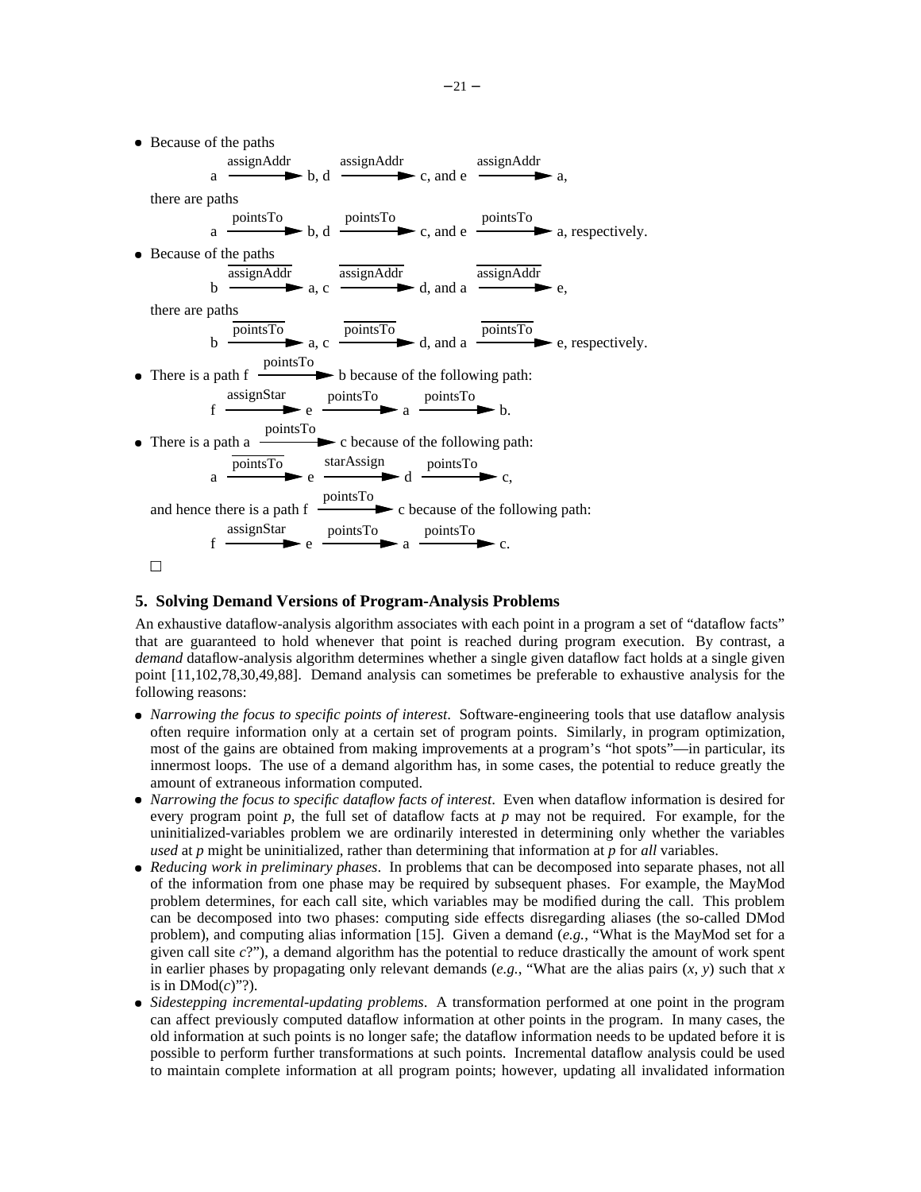- Because of the paths

  $$a \xrightarrow{\text{assignAddr}} b,\ d \xrightarrow{\text{assignAddr}} c, \text{ and } e \xrightarrow{\text{assignAddr}} a,$$

  there are paths

  $$a \xrightarrow{\text{pointsTo}} b,\ d \xrightarrow{\text{pointsTo}} c, \text{ and } e \xrightarrow{\text{pointsTo}} a, \text{ respectively.}$$

- Because of the paths

  $$b \xrightarrow{\overline{\text{assignAddr}}} a,\ c \xrightarrow{\overline{\text{assignAddr}}} d, \text{ and } a \xrightarrow{\overline{\text{assignAddr}}} e,$$

  there are paths

  $$b \xrightarrow{\overline{\text{pointsTo}}} a,\ c \xrightarrow{\overline{\text{pointsTo}}} d, \text{ and } a \xrightarrow{\overline{\text{pointsTo}}} e, \text{ respectively.}$$

- There is a path $f \xrightarrow{\text{pointsTo}} b$ because of the following path:

  $$f \xrightarrow{\text{assignStar}} e \xrightarrow{\text{pointsTo}} a \xrightarrow{\text{pointsTo}} b.$$

- There is a path $a \xrightarrow{\text{pointsTo}} c$ because of the following path:

  $$a \xrightarrow{\overline{\text{pointsTo}}} e \xrightarrow{\text{starAssign}} d \xrightarrow{\text{pointsTo}} c,$$

  and hence there is a path $f \xrightarrow{\text{pointsTo}} c$ because of the following path:

  $$f \xrightarrow{\text{assignStar}} e \xrightarrow{\text{pointsTo}} a \xrightarrow{\text{pointsTo}} c.$$

□

## 5. Solving Demand Versions of Program-Analysis Problems

An exhaustive dataflow-analysis algorithm associates with each point in a program a set of "dataflow facts" that are guaranteed to hold whenever that point is reached during program execution. By contrast, a *demand* dataflow-analysis algorithm determines whether a single given dataflow fact holds at a single given point [11,102,78,30,49,88]. Demand analysis can sometimes be preferable to exhaustive analysis for the following reasons:

- *Narrowing the focus to specific points of interest*. Software-engineering tools that use dataflow analysis often require information only at a certain set of program points. Similarly, in program optimization, most of the gains are obtained from making improvements at a program's "hot spots"—in particular, its innermost loops. The use of a demand algorithm has, in some cases, the potential to reduce greatly the amount of extraneous information computed.
- *Narrowing the focus to specific dataflow facts of interest*. Even when dataflow information is desired for every program point *p*, the full set of dataflow facts at *p* may not be required. For example, for the uninitialized-variables problem we are ordinarily interested in determining only whether the variables *used* at *p* might be uninitialized, rather than determining that information at *p* for *all* variables.
- *Reducing work in preliminary phases*. In problems that can be decomposed into separate phases, not all of the information from one phase may be required by subsequent phases. For example, the MayMod problem determines, for each call site, which variables may be modified during the call. This problem can be decomposed into two phases: computing side effects disregarding aliases (the so-called DMod problem), and computing alias information [15]. Given a demand (*e.g.*, "What is the MayMod set for a given call site *c*?"), a demand algorithm has the potential to reduce drastically the amount of work spent in earlier phases by propagating only relevant demands (*e.g.*, "What are the alias pairs (*x*, *y*) such that *x* is in DMod(*c*)"?).
- *Sidestepping incremental-updating problems*. A transformation performed at one point in the program can affect previously computed dataflow information at other points in the program. In many cases, the old information at such points is no longer safe; the dataflow information needs to be updated before it is possible to perform further transformations at such points. Incremental dataflow analysis could be used to maintain complete information at all program points; however, updating all invalidated information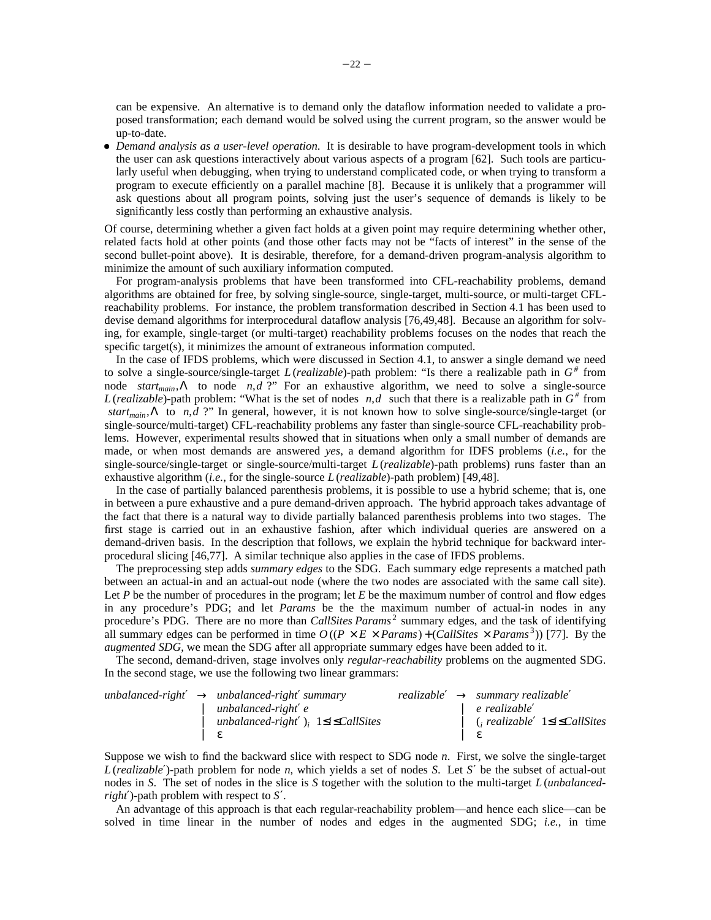can be expensive. An alternative is to demand only the dataflow information needed to validate a proposed transformation; each demand would be solved using the current program, so the answer would be up-to-date.

- *Demand analysis as a user-level operation.* It is desirable to have program-development tools in which the user can ask questions interactively about various aspects of a program [62]. Such tools are particularly useful when debugging, when trying to understand complicated code, or when trying to transform a program to execute efficiently on a parallel machine [8]. Because it is unlikely that a programmer will ask questions about all program points, solving just the user's sequence of demands is likely to be significantly less costly than performing an exhaustive analysis.

Of course, determining whether a given fact holds at a given point may require determining whether other, related facts hold at other points (and those other facts may not be "facts of interest" in the sense of the second bullet-point above). It is desirable, therefore, for a demand-driven program-analysis algorithm to minimize the amount of such auxiliary information computed.

For program-analysis problems that have been transformed into CFL-reachability problems, demand algorithms are obtained for free, by solving single-source, single-target, multi-source, or multi-target CFL-reachability problems. For instance, the problem transformation described in Section 4.1 has been used to devise demand algorithms for interprocedural dataflow analysis [76,49,48]. Because an algorithm for solving, for example, single-target (or multi-target) reachability problems focuses on the nodes that reach the specific target(s), it minimizes the amount of extraneous information computed.

In the case of IFDS problems, which were discussed in Section 4.1, to answer a single demand we need to solve a single-source/single-target $L(realizable)$-path problem: "Is there a realizable path in $G^{\#}$ from node $\langle start_{main}, \Lambda \rangle$ to node $\langle n, d \rangle$?" For an exhaustive algorithm, we need to solve a single-source $L(realizable)$-path problem: "What is the set of nodes $\langle n, d \rangle$ such that there is a realizable path in $G^{\#}$ from $\langle start_{main}, \Lambda \rangle$ to $\langle n, d \rangle$?" In general, however, it is not known how to solve single-source/single-target (or single-source/multi-target) CFL-reachability problems any faster than single-source CFL-reachability problems. However, experimental results showed that in situations when only a small number of demands are made, or when most demands are answered *yes*, a demand algorithm for IDFS problems (*i.e.*, for the single-source/single-target or single-source/multi-target $L(realizable)$-path problems) runs faster than an exhaustive algorithm (*i.e.*, for the single-source $L(realizable)$-path problem) [49,48].

In the case of partially balanced parenthesis problems, it is possible to use a hybrid scheme; that is, one in between a pure exhaustive and a pure demand-driven approach. The hybrid approach takes advantage of the fact that there is a natural way to divide partially balanced parenthesis problems into two stages. The first stage is carried out in an exhaustive fashion, after which individual queries are answered on a demand-driven basis. In the description that follows, we explain the hybrid technique for backward interprocedural slicing [46,77]. A similar technique also applies in the case of IFDS problems.

The preprocessing step adds *summary edges* to the SDG. Each summary edge represents a matched path between an actual-in and an actual-out node (where the two nodes are associated with the same call site). Let $P$ be the number of procedures in the program; let $E$ be the maximum number of control and flow edges in any procedure's PDG; and let $Params$ be the the maximum number of actual-in nodes in any procedure's PDG. There are no more than $CallSites\, Params^2$ summary edges, and the task of identifying all summary edges can be performed in time $O((P \times E \times Params) + (CallSites \times Params^3))$ [77]. By the *augmented SDG*, we mean the SDG after all appropriate summary edges have been added to it.

The second, demand-driven, stage involves only *regular-reachability* problems on the augmented SDG. In the second stage, we use the following two linear grammars:

$$
\begin{array}{rcl}
unbalanced\text{-}right' & \to & unbalanced\text{-}right'\ summary \\
& | & unbalanced\text{-}right'\ e \\
& | & unbalanced\text{-}right'\ )_i \quad 1 \le i \le CallSites \\
& | & \varepsilon
\end{array}
\qquad
\begin{array}{rcl}
realizable' & \to & summary\ realizable' \\
& | & e\ realizable' \\
& | & (_i\ realizable' \quad 1 \le i \le CallSites \\
& | & \varepsilon
\end{array}
$$

Suppose we wish to find the backward slice with respect to SDG node $n$. First, we solve the single-target $L(realizable')$-path problem for node $n$, which yields a set of nodes $S$. Let $S'$ be the subset of actual-out nodes in $S$. The set of nodes in the slice is $S$ together with the solution to the multi-target $L(unbalanced\text{-}right')$-path problem with respect to $S'$.

An advantage of this approach is that each regular-reachability problem—and hence each slice—can be solved in time linear in the number of nodes and edges in the augmented SDG; *i.e.*, in time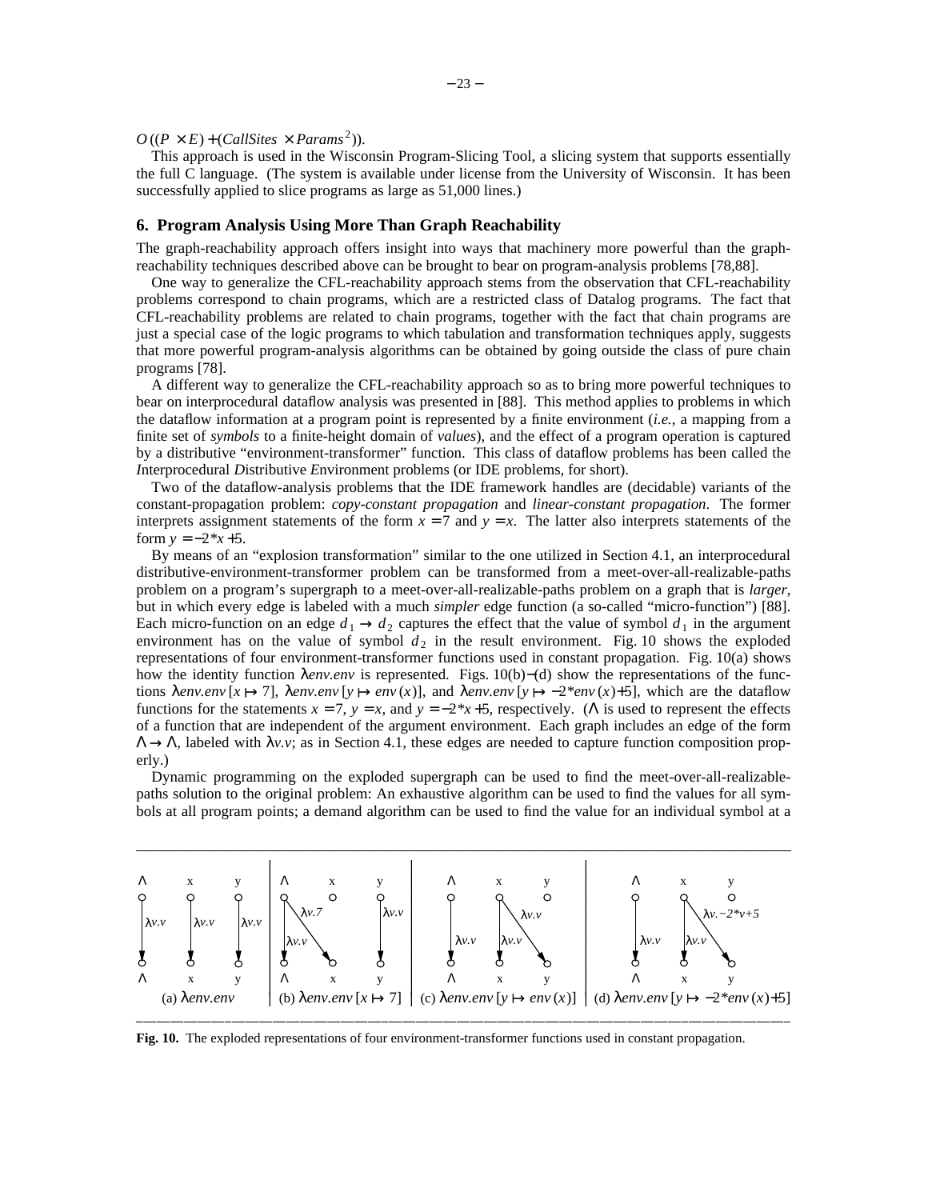$O((P \times E) + (CallSites \times Params^2))$.

This approach is used in the Wisconsin Program-Slicing Tool, a slicing system that supports essentially the full C language. (The system is available under license from the University of Wisconsin. It has been successfully applied to slice programs as large as 51,000 lines.)

## 6. Program Analysis Using More Than Graph Reachability

The graph-reachability approach offers insight into ways that machinery more powerful than the graph-reachability techniques described above can be brought to bear on program-analysis problems [78,88].

One way to generalize the CFL-reachability approach stems from the observation that CFL-reachability problems correspond to chain programs, which are a restricted class of Datalog programs. The fact that CFL-reachability problems are related to chain programs, together with the fact that chain programs are just a special case of the logic programs to which tabulation and transformation techniques apply, suggests that more powerful program-analysis algorithms can be obtained by going outside the class of pure chain programs [78].

A different way to generalize the CFL-reachability approach so as to bring more powerful techniques to bear on interprocedural dataflow analysis was presented in [88]. This method applies to problems in which the dataflow information at a program point is represented by a finite environment (*i.e.*, a mapping from a finite set of *symbols* to a finite-height domain of *values*), and the effect of a program operation is captured by a distributive "environment-transformer" function. This class of dataflow problems has been called the *I*nterprocedural *D*istributive *E*nvironment problems (or IDE problems, for short).

Two of the dataflow-analysis problems that the IDE framework handles are (decidable) variants of the constant-propagation problem: *copy-constant propagation* and *linear-constant propagation*. The former interprets assignment statements of the form $x = 7$ and $y = x$. The latter also interprets statements of the form $y = -2*x + 5$.

By means of an "explosion transformation" similar to the one utilized in Section 4.1, an interprocedural distributive-environment-transformer problem can be transformed from a meet-over-all-realizable-paths problem on a program's supergraph to a meet-over-all-realizable-paths problem on a graph that is *larger*, but in which every edge is labeled with a much *simpler* edge function (a so-called "micro-function") [88]. Each micro-function on an edge $d_1 \to d_2$ captures the effect that the value of symbol $d_1$ in the argument environment has on the value of symbol $d_2$ in the result environment. Fig. 10 shows the exploded representations of four environment-transformer functions used in constant propagation. Fig. 10(a) shows how the identity function $\lambda env.env$ is represented. Figs. 10(b)−(d) show the representations of the functions $\lambda env.env[x \mapsto 7]$, $\lambda env.env[y \mapsto env(x)]$, and $\lambda env.env[y \mapsto -2*env(x)+5]$, which are the dataflow functions for the statements $x = 7$, $y = x$, and $y = -2*x + 5$, respectively. ($\Lambda$ is used to represent the effects of a function that are independent of the argument environment. Each graph includes an edge of the form $\Lambda \to \Lambda$, labeled with $\lambda v.v$; as in Section 4.1, these edges are needed to capture function composition properly.)

Dynamic programming on the exploded supergraph can be used to find the meet-over-all-realizable-paths solution to the original problem: An exhaustive algorithm can be used to find the values for all symbols at all program points; a demand algorithm can be used to find the value for an individual symbol at a

(a) $\lambda env.env$ — edges: $\Lambda \to \Lambda$: $\lambda v.v$; $x \to x$: $\lambda v.v$; $y \to y$: $\lambda v.v$

(b) $\lambda env.env[x \mapsto 7]$ — edges: $\Lambda \to \Lambda$: $\lambda v.v$; $\Lambda \to x$: $\lambda v.7$; $y \to y$: $\lambda v.v$

(c) $\lambda env.env[y \mapsto env(x)]$ — edges: $\Lambda \to \Lambda$: $\lambda v.v$; $x \to x$: $\lambda v.v$; $x \to y$: $\lambda v.v$

(d) $\lambda env.env[y \mapsto -2*env(x)+5]$ — edges: $\Lambda \to \Lambda$: $\lambda v.v$; $x \to x$: $\lambda v.v$; $x \to y$: $\lambda v.-2*v+5$

**Fig. 10.** The exploded representations of four environment-transformer functions used in constant propagation.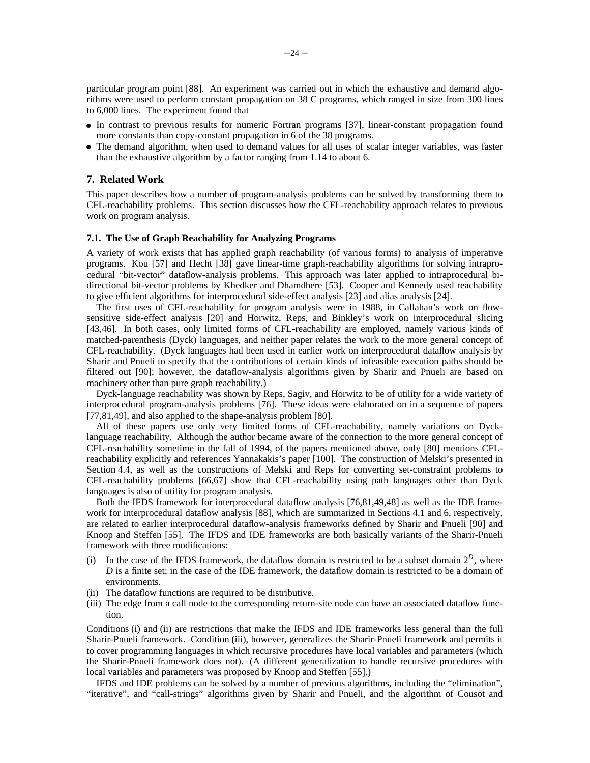particular program point [88]. An experiment was carried out in which the exhaustive and demand algorithms were used to perform constant propagation on 38 C programs, which ranged in size from 300 lines to 6,000 lines. The experiment found that

- In contrast to previous results for numeric Fortran programs [37], linear-constant propagation found more constants than copy-constant propagation in 6 of the 38 programs.
- The demand algorithm, when used to demand values for all uses of scalar integer variables, was faster than the exhaustive algorithm by a factor ranging from 1.14 to about 6.

## 7. Related Work

This paper describes how a number of program-analysis problems can be solved by transforming them to CFL-reachability problems. This section discusses how the CFL-reachability approach relates to previous work on program analysis.

### 7.1. The Use of Graph Reachability for Analyzing Programs

A variety of work exists that has applied graph reachability (of various forms) to analysis of imperative programs. Kou [57] and Hecht [38] gave linear-time graph-reachability algorithms for solving intraprocedural "bit-vector" dataflow-analysis problems. This approach was later applied to intraprocedural bidirectional bit-vector problems by Khedker and Dhamdhere [53]. Cooper and Kennedy used reachability to give efficient algorithms for interprocedural side-effect analysis [23] and alias analysis [24].

The first uses of CFL-reachability for program analysis were in 1988, in Callahan's work on flow-sensitive side-effect analysis [20] and Horwitz, Reps, and Binkley's work on interprocedural slicing [43,46]. In both cases, only limited forms of CFL-reachability are employed, namely various kinds of matched-parenthesis (Dyck) languages, and neither paper relates the work to the more general concept of CFL-reachability. (Dyck languages had been used in earlier work on interprocedural dataflow analysis by Sharir and Pnueli to specify that the contributions of certain kinds of infeasible execution paths should be filtered out [90]; however, the dataflow-analysis algorithms given by Sharir and Pnueli are based on machinery other than pure graph reachability.)

Dyck-language reachability was shown by Reps, Sagiv, and Horwitz to be of utility for a wide variety of interprocedural program-analysis problems [76]. These ideas were elaborated on in a sequence of papers [77,81,49], and also applied to the shape-analysis problem [80].

All of these papers use only very limited forms of CFL-reachability, namely variations on Dyck-language reachability. Although the author became aware of the connection to the more general concept of CFL-reachability sometime in the fall of 1994, of the papers mentioned above, only [80] mentions CFL-reachability explicitly and references Yannakakis's paper [100]. The construction of Melski's presented in Section 4.4, as well as the constructions of Melski and Reps for converting set-constraint problems to CFL-reachability problems [66,67] show that CFL-reachability using path languages other than Dyck languages is also of utility for program analysis.

Both the IFDS framework for interprocedural dataflow analysis [76,81,49,48] as well as the IDE framework for interprocedural dataflow analysis [88], which are summarized in Sections 4.1 and 6, respectively, are related to earlier interprocedural dataflow-analysis frameworks defined by Sharir and Pnueli [90] and Knoop and Steffen [55]. The IFDS and IDE frameworks are both basically variants of the Sharir-Pnueli framework with three modifications:

(i) In the case of the IFDS framework, the dataflow domain is restricted to be a subset domain $2^D$, where $D$ is a finite set; in the case of the IDE framework, the dataflow domain is restricted to be a domain of environments.

(ii) The dataflow functions are required to be distributive.

(iii) The edge from a call node to the corresponding return-site node can have an associated dataflow function.

Conditions (i) and (ii) are restrictions that make the IFDS and IDE frameworks less general than the full Sharir-Pnueli framework. Condition (iii), however, generalizes the Sharir-Pnueli framework and permits it to cover programming languages in which recursive procedures have local variables and parameters (which the Sharir-Pnueli framework does not). (A different generalization to handle recursive procedures with local variables and parameters was proposed by Knoop and Steffen [55].)

IFDS and IDE problems can be solved by a number of previous algorithms, including the "elimination", "iterative", and "call-strings" algorithms given by Sharir and Pnueli, and the algorithm of Cousot and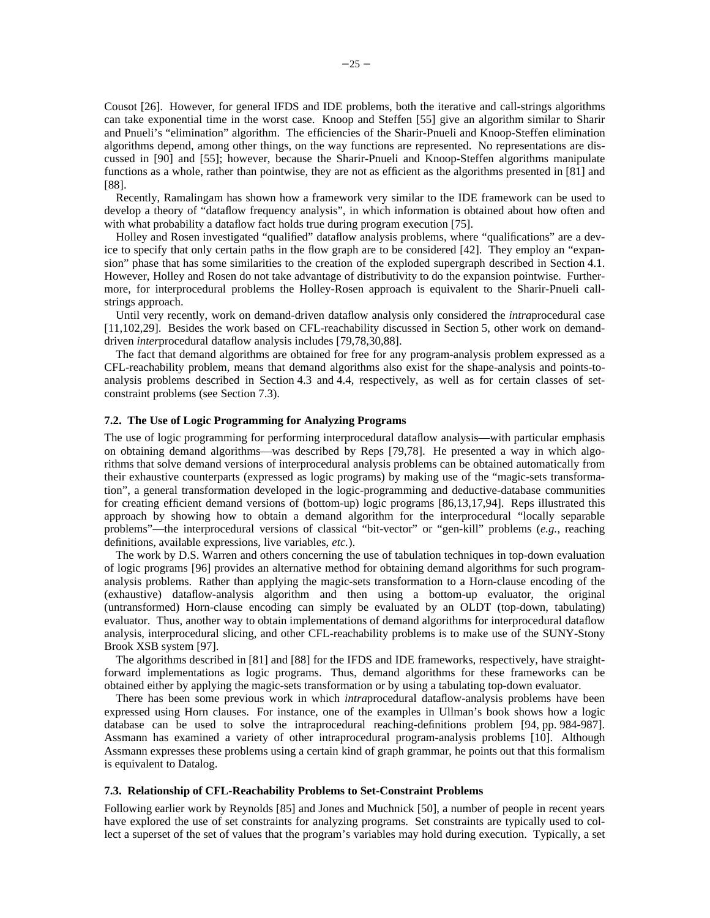Cousot [26]. However, for general IFDS and IDE problems, both the iterative and call-strings algorithms can take exponential time in the worst case. Knoop and Steffen [55] give an algorithm similar to Sharir and Pnueli's "elimination" algorithm. The efficiencies of the Sharir-Pnueli and Knoop-Steffen elimination algorithms depend, among other things, on the way functions are represented. No representations are discussed in [90] and [55]; however, because the Sharir-Pnueli and Knoop-Steffen algorithms manipulate functions as a whole, rather than pointwise, they are not as efficient as the algorithms presented in [81] and [88].

Recently, Ramalingam has shown how a framework very similar to the IDE framework can be used to develop a theory of "dataflow frequency analysis", in which information is obtained about how often and with what probability a dataflow fact holds true during program execution [75].

Holley and Rosen investigated "qualified" dataflow analysis problems, where "qualifications" are a device to specify that only certain paths in the flow graph are to be considered [42]. They employ an "expansion" phase that has some similarities to the creation of the exploded supergraph described in Section 4.1. However, Holley and Rosen do not take advantage of distributivity to do the expansion pointwise. Furthermore, for interprocedural problems the Holley-Rosen approach is equivalent to the Sharir-Pnueli call-strings approach.

Until very recently, work on demand-driven dataflow analysis only considered the *intra*procedural case [11,102,29]. Besides the work based on CFL-reachability discussed in Section 5, other work on demand-driven *inter*procedural dataflow analysis includes [79,78,30,88].

The fact that demand algorithms are obtained for free for any program-analysis problem expressed as a CFL-reachability problem, means that demand algorithms also exist for the shape-analysis and points-to-analysis problems described in Section 4.3 and 4.4, respectively, as well as for certain classes of set-constraint problems (see Section 7.3).

### 7.2. The Use of Logic Programming for Analyzing Programs

The use of logic programming for performing interprocedural dataflow analysis—with particular emphasis on obtaining demand algorithms—was described by Reps [79,78]. He presented a way in which algorithms that solve demand versions of interprocedural analysis problems can be obtained automatically from their exhaustive counterparts (expressed as logic programs) by making use of the "magic-sets transformation", a general transformation developed in the logic-programming and deductive-database communities for creating efficient demand versions of (bottom-up) logic programs [86,13,17,94]. Reps illustrated this approach by showing how to obtain a demand algorithm for the interprocedural "locally separable problems"—the interprocedural versions of classical "bit-vector" or "gen-kill" problems (*e.g.*, reaching definitions, available expressions, live variables, *etc.*).

The work by D.S. Warren and others concerning the use of tabulation techniques in top-down evaluation of logic programs [96] provides an alternative method for obtaining demand algorithms for such program-analysis problems. Rather than applying the magic-sets transformation to a Horn-clause encoding of the (exhaustive) dataflow-analysis algorithm and then using a bottom-up evaluator, the original (untransformed) Horn-clause encoding can simply be evaluated by an OLDT (top-down, tabulating) evaluator. Thus, another way to obtain implementations of demand algorithms for interprocedural dataflow analysis, interprocedural slicing, and other CFL-reachability problems is to make use of the SUNY-Stony Brook XSB system [97].

The algorithms described in [81] and [88] for the IFDS and IDE frameworks, respectively, have straightforward implementations as logic programs. Thus, demand algorithms for these frameworks can be obtained either by applying the magic-sets transformation or by using a tabulating top-down evaluator.

There has been some previous work in which *intra*procedural dataflow-analysis problems have been expressed using Horn clauses. For instance, one of the examples in Ullman's book shows how a logic database can be used to solve the intraprocedural reaching-definitions problem [94, pp. 984-987]. Assmann has examined a variety of other intraprocedural program-analysis problems [10]. Although Assmann expresses these problems using a certain kind of graph grammar, he points out that this formalism is equivalent to Datalog.

### 7.3. Relationship of CFL-Reachability Problems to Set-Constraint Problems

Following earlier work by Reynolds [85] and Jones and Muchnick [50], a number of people in recent years have explored the use of set constraints for analyzing programs. Set constraints are typically used to collect a superset of the set of values that the program's variables may hold during execution. Typically, a set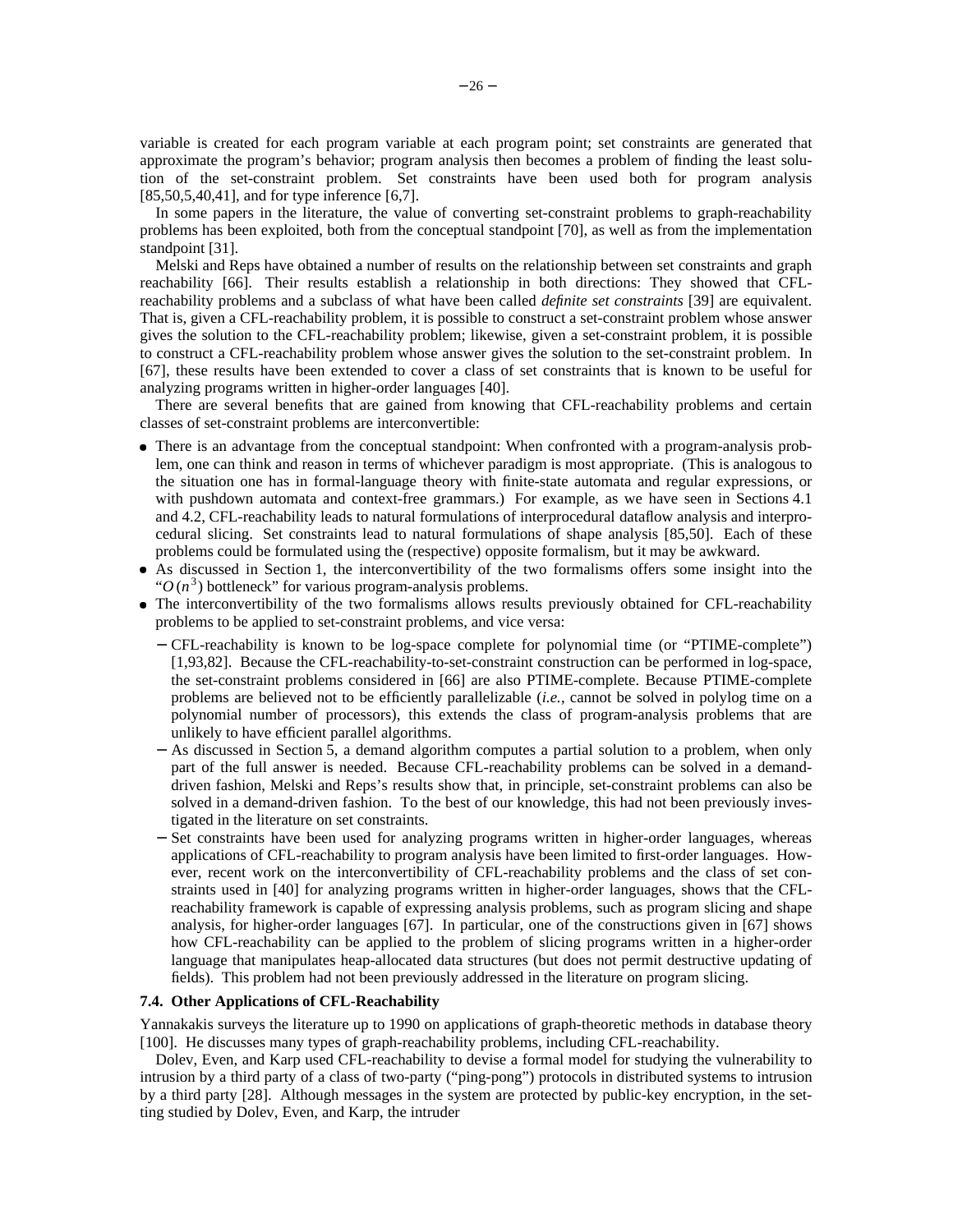variable is created for each program variable at each program point; set constraints are generated that approximate the program's behavior; program analysis then becomes a problem of finding the least solution of the set-constraint problem. Set constraints have been used both for program analysis [85,50,5,40,41], and for type inference [6,7].

In some papers in the literature, the value of converting set-constraint problems to graph-reachability problems has been exploited, both from the conceptual standpoint [70], as well as from the implementation standpoint [31].

Melski and Reps have obtained a number of results on the relationship between set constraints and graph reachability [66]. Their results establish a relationship in both directions: They showed that CFL-reachability problems and a subclass of what have been called *definite set constraints* [39] are equivalent. That is, given a CFL-reachability problem, it is possible to construct a set-constraint problem whose answer gives the solution to the CFL-reachability problem; likewise, given a set-constraint problem, it is possible to construct a CFL-reachability problem whose answer gives the solution to the set-constraint problem. In [67], these results have been extended to cover a class of set constraints that is known to be useful for analyzing programs written in higher-order languages [40].

There are several benefits that are gained from knowing that CFL-reachability problems and certain classes of set-constraint problems are interconvertible:

- There is an advantage from the conceptual standpoint: When confronted with a program-analysis problem, one can think and reason in terms of whichever paradigm is most appropriate. (This is analogous to the situation one has in formal-language theory with finite-state automata and regular expressions, or with pushdown automata and context-free grammars.) For example, as we have seen in Sections 4.1 and 4.2, CFL-reachability leads to natural formulations of interprocedural dataflow analysis and interprocedural slicing. Set constraints lead to natural formulations of shape analysis [85,50]. Each of these problems could be formulated using the (respective) opposite formalism, but it may be awkward.
- As discussed in Section 1, the interconvertibility of the two formalisms offers some insight into the "$O(n^3)$ bottleneck" for various program-analysis problems.
- The interconvertibility of the two formalisms allows results previously obtained for CFL-reachability problems to be applied to set-constraint problems, and vice versa:
  - CFL-reachability is known to be log-space complete for polynomial time (or "PTIME-complete") [1,93,82]. Because the CFL-reachability-to-set-constraint construction can be performed in log-space, the set-constraint problems considered in [66] are also PTIME-complete. Because PTIME-complete problems are believed not to be efficiently parallelizable (*i.e.*, cannot be solved in polylog time on a polynomial number of processors), this extends the class of program-analysis problems that are unlikely to have efficient parallel algorithms.
  - As discussed in Section 5, a demand algorithm computes a partial solution to a problem, when only part of the full answer is needed. Because CFL-reachability problems can be solved in a demand-driven fashion, Melski and Reps's results show that, in principle, set-constraint problems can also be solved in a demand-driven fashion. To the best of our knowledge, this had not been previously investigated in the literature on set constraints.
  - Set constraints have been used for analyzing programs written in higher-order languages, whereas applications of CFL-reachability to program analysis have been limited to first-order languages. However, recent work on the interconvertibility of CFL-reachability problems and the class of set constraints used in [40] for analyzing programs written in higher-order languages, shows that the CFL-reachability framework is capable of expressing analysis problems, such as program slicing and shape analysis, for higher-order languages [67]. In particular, one of the constructions given in [67] shows how CFL-reachability can be applied to the problem of slicing programs written in a higher-order language that manipulates heap-allocated data structures (but does not permit destructive updating of fields). This problem had not been previously addressed in the literature on program slicing.

### 7.4. Other Applications of CFL-Reachability

Yannakakis surveys the literature up to 1990 on applications of graph-theoretic methods in database theory [100]. He discusses many types of graph-reachability problems, including CFL-reachability.

Dolev, Even, and Karp used CFL-reachability to devise a formal model for studying the vulnerability to intrusion by a third party of a class of two-party ("ping-pong") protocols in distributed systems to intrusion by a third party [28]. Although messages in the system are protected by public-key encryption, in the setting studied by Dolev, Even, and Karp, the intruder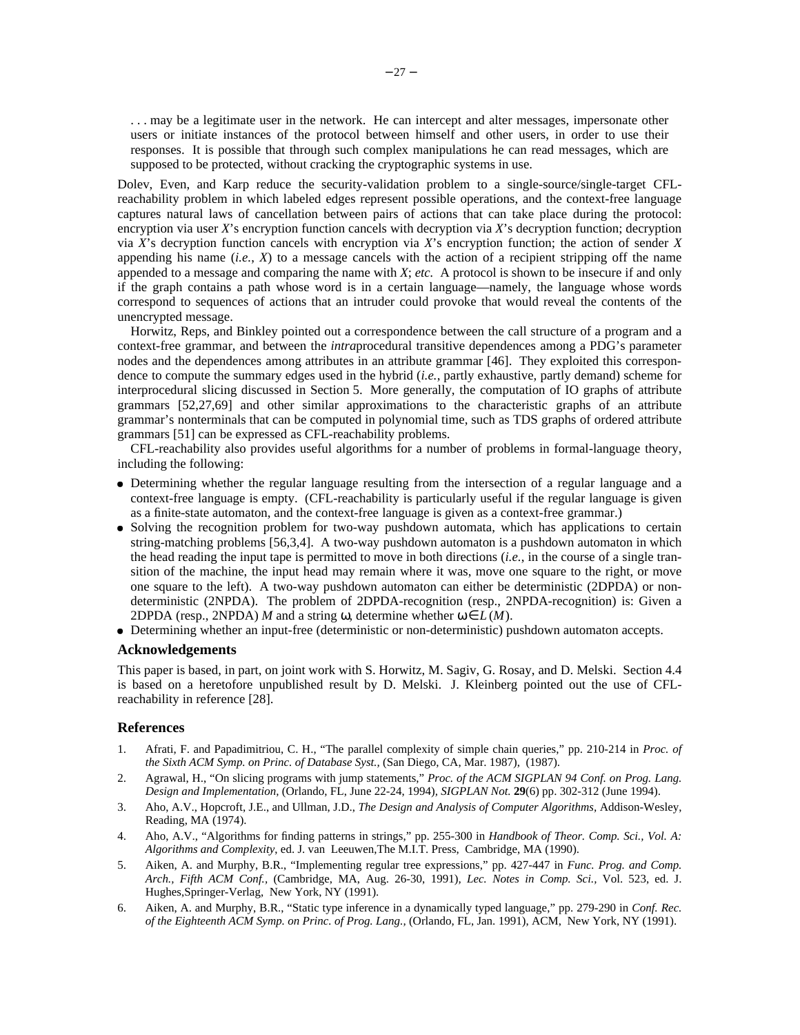> . . . may be a legitimate user in the network. He can intercept and alter messages, impersonate other users or initiate instances of the protocol between himself and other users, in order to use their responses. It is possible that through such complex manipulations he can read messages, which are supposed to be protected, without cracking the cryptographic systems in use.

Dolev, Even, and Karp reduce the security-validation problem to a single-source/single-target CFL-reachability problem in which labeled edges represent possible operations, and the context-free language captures natural laws of cancellation between pairs of actions that can take place during the protocol: encryption via user *X*'s encryption function cancels with decryption via *X*'s decryption function; decryption via *X*'s decryption function cancels with encryption via *X*'s encryption function; the action of sender *X* appending his name (*i.e.*, *X*) to a message cancels with the action of a recipient stripping off the name appended to a message and comparing the name with *X*; *etc*. A protocol is shown to be insecure if and only if the graph contains a path whose word is in a certain language—namely, the language whose words correspond to sequences of actions that an intruder could provoke that would reveal the contents of the unencrypted message.

Horwitz, Reps, and Binkley pointed out a correspondence between the call structure of a program and a context-free grammar, and between the *intra*procedural transitive dependences among a PDG's parameter nodes and the dependences among attributes in an attribute grammar [46]. They exploited this correspondence to compute the summary edges used in the hybrid (*i.e.*, partly exhaustive, partly demand) scheme for interprocedural slicing discussed in Section 5. More generally, the computation of IO graphs of attribute grammars [52,27,69] and other similar approximations to the characteristic graphs of an attribute grammar's nonterminals that can be computed in polynomial time, such as TDS graphs of ordered attribute grammars [51] can be expressed as CFL-reachability problems.

CFL-reachability also provides useful algorithms for a number of problems in formal-language theory, including the following:

- Determining whether the regular language resulting from the intersection of a regular language and a context-free language is empty. (CFL-reachability is particularly useful if the regular language is given as a finite-state automaton, and the context-free language is given as a context-free grammar.)
- Solving the recognition problem for two-way pushdown automata, which has applications to certain string-matching problems [56,3,4]. A two-way pushdown automaton is a pushdown automaton in which the head reading the input tape is permitted to move in both directions (*i.e.*, in the course of a single transition of the machine, the input head may remain where it was, move one square to the right, or move one square to the left). A two-way pushdown automaton can either be deterministic (2DPDA) or non-deterministic (2NPDA). The problem of 2DPDA-recognition (resp., 2NPDA-recognition) is: Given a 2DPDA (resp., 2NPDA) *M* and a string $\omega$, determine whether $\omega \in L(M)$.
- Determining whether an input-free (deterministic or non-deterministic) pushdown automaton accepts.

### Acknowledgements

This paper is based, in part, on joint work with S. Horwitz, M. Sagiv, G. Rosay, and D. Melski. Section 4.4 is based on a heretofore unpublished result by D. Melski. J. Kleinberg pointed out the use of CFL-reachability in reference [28].

### References

1. Afrati, F. and Papadimitriou, C. H., "The parallel complexity of simple chain queries," pp. 210-214 in *Proc. of the Sixth ACM Symp. on Princ. of Database Syst.,* (San Diego, CA, Mar. 1987), (1987).
2. Agrawal, H., "On slicing programs with jump statements," *Proc. of the ACM SIGPLAN 94 Conf. on Prog. Lang. Design and Implementation,* (Orlando, FL, June 22-24, 1994)*, SIGPLAN Not.* **29**(6) pp. 302-312 (June 1994).
3. Aho, A.V., Hopcroft, J.E., and Ullman, J.D., *The Design and Analysis of Computer Algorithms*, Addison-Wesley, Reading, MA (1974).
4. Aho, A.V., "Algorithms for finding patterns in strings," pp. 255-300 in *Handbook of Theor. Comp. Sci., Vol. A: Algorithms and Complexity*, ed. J. van Leeuwen,The M.I.T. Press, Cambridge, MA (1990).
5. Aiken, A. and Murphy, B.R., "Implementing regular tree expressions," pp. 427-447 in *Func. Prog. and Comp. Arch., Fifth ACM Conf.,* (Cambridge, MA, Aug. 26-30, 1991)*, Lec. Notes in Comp. Sci.,* Vol. 523, ed. J. Hughes,Springer-Verlag, New York, NY (1991).
6. Aiken, A. and Murphy, B.R., "Static type inference in a dynamically typed language," pp. 279-290 in *Conf. Rec. of the Eighteenth ACM Symp. on Princ. of Prog. Lang.,* (Orlando, FL, Jan. 1991), ACM, New York, NY (1991).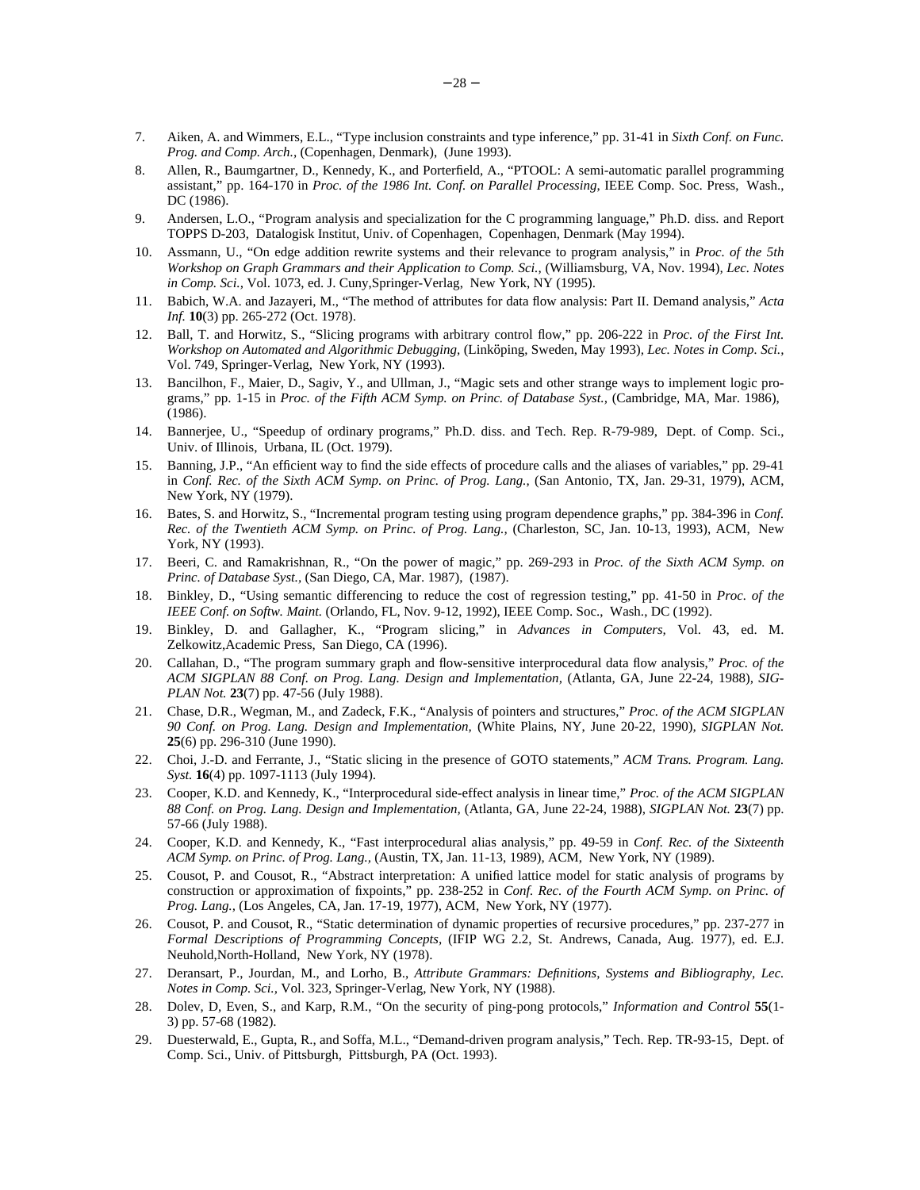7. Aiken, A. and Wimmers, E.L., "Type inclusion constraints and type inference," pp. 31-41 in *Sixth Conf. on Func. Prog. and Comp. Arch.,* (Copenhagen, Denmark), (June 1993).

8. Allen, R., Baumgartner, D., Kennedy, K., and Porterfield, A., "PTOOL: A semi-automatic parallel programming assistant," pp. 164-170 in *Proc. of the 1986 Int. Conf. on Parallel Processing,* IEEE Comp. Soc. Press, Wash., DC (1986).

9. Andersen, L.O., "Program analysis and specialization for the C programming language," Ph.D. diss. and Report TOPPS D-203, Datalogisk Institut, Univ. of Copenhagen, Copenhagen, Denmark (May 1994).

10. Assmann, U., "On edge addition rewrite systems and their relevance to program analysis," in *Proc. of the 5th Workshop on Graph Grammars and their Application to Comp. Sci.,* (Williamsburg, VA, Nov. 1994), *Lec. Notes in Comp. Sci.,* Vol. 1073, ed. J. Cuny,Springer-Verlag, New York, NY (1995).

11. Babich, W.A. and Jazayeri, M., "The method of attributes for data flow analysis: Part II. Demand analysis," *Acta Inf.* **10**(3) pp. 265-272 (Oct. 1978).

12. Ball, T. and Horwitz, S., "Slicing programs with arbitrary control flow," pp. 206-222 in *Proc. of the First Int. Workshop on Automated and Algorithmic Debugging,* (Linköping, Sweden, May 1993), *Lec. Notes in Comp. Sci.,* Vol. 749, Springer-Verlag, New York, NY (1993).

13. Bancilhon, F., Maier, D., Sagiv, Y., and Ullman, J., "Magic sets and other strange ways to implement logic programs," pp. 1-15 in *Proc. of the Fifth ACM Symp. on Princ. of Database Syst.,* (Cambridge, MA, Mar. 1986), (1986).

14. Bannerjee, U., "Speedup of ordinary programs," Ph.D. diss. and Tech. Rep. R-79-989, Dept. of Comp. Sci., Univ. of Illinois, Urbana, IL (Oct. 1979).

15. Banning, J.P., "An efficient way to find the side effects of procedure calls and the aliases of variables," pp. 29-41 in *Conf. Rec. of the Sixth ACM Symp. on Princ. of Prog. Lang.,* (San Antonio, TX, Jan. 29-31, 1979), ACM, New York, NY (1979).

16. Bates, S. and Horwitz, S., "Incremental program testing using program dependence graphs," pp. 384-396 in *Conf. Rec. of the Twentieth ACM Symp. on Princ. of Prog. Lang.,* (Charleston, SC, Jan. 10-13, 1993), ACM, New York, NY (1993).

17. Beeri, C. and Ramakrishnan, R., "On the power of magic," pp. 269-293 in *Proc. of the Sixth ACM Symp. on Princ. of Database Syst.,* (San Diego, CA, Mar. 1987), (1987).

18. Binkley, D., "Using semantic differencing to reduce the cost of regression testing," pp. 41-50 in *Proc. of the IEEE Conf. on Softw. Maint.* (Orlando, FL, Nov. 9-12, 1992), IEEE Comp. Soc., Wash., DC (1992).

19. Binkley, D. and Gallagher, K., "Program slicing," in *Advances in Computers,* Vol. 43, ed. M. Zelkowitz,Academic Press, San Diego, CA (1996).

20. Callahan, D., "The program summary graph and flow-sensitive interprocedural data flow analysis," *Proc. of the ACM SIGPLAN 88 Conf. on Prog. Lang. Design and Implementation,* (Atlanta, GA, June 22-24, 1988), *SIGPLAN Not.* **23**(7) pp. 47-56 (July 1988).

21. Chase, D.R., Wegman, M., and Zadeck, F.K., "Analysis of pointers and structures," *Proc. of the ACM SIGPLAN 90 Conf. on Prog. Lang. Design and Implementation,* (White Plains, NY, June 20-22, 1990), *SIGPLAN Not.* **25**(6) pp. 296-310 (June 1990).

22. Choi, J.-D. and Ferrante, J., "Static slicing in the presence of GOTO statements," *ACM Trans. Program. Lang. Syst.* **16**(4) pp. 1097-1113 (July 1994).

23. Cooper, K.D. and Kennedy, K., "Interprocedural side-effect analysis in linear time," *Proc. of the ACM SIGPLAN 88 Conf. on Prog. Lang. Design and Implementation,* (Atlanta, GA, June 22-24, 1988), *SIGPLAN Not.* **23**(7) pp. 57-66 (July 1988).

24. Cooper, K.D. and Kennedy, K., "Fast interprocedural alias analysis," pp. 49-59 in *Conf. Rec. of the Sixteenth ACM Symp. on Princ. of Prog. Lang.,* (Austin, TX, Jan. 11-13, 1989), ACM, New York, NY (1989).

25. Cousot, P. and Cousot, R., "Abstract interpretation: A unified lattice model for static analysis of programs by construction or approximation of fixpoints," pp. 238-252 in *Conf. Rec. of the Fourth ACM Symp. on Princ. of Prog. Lang.,* (Los Angeles, CA, Jan. 17-19, 1977), ACM, New York, NY (1977).

26. Cousot, P. and Cousot, R., "Static determination of dynamic properties of recursive procedures," pp. 237-277 in *Formal Descriptions of Programming Concepts,* (IFIP WG 2.2, St. Andrews, Canada, Aug. 1977), ed. E.J. Neuhold,North-Holland, New York, NY (1978).

27. Deransart, P., Jourdan, M., and Lorho, B., *Attribute Grammars: Definitions, Systems and Bibliography, Lec. Notes in Comp. Sci.,* Vol. 323, Springer-Verlag, New York, NY (1988).

28. Dolev, D, Even, S., and Karp, R.M., "On the security of ping-pong protocols," *Information and Control* **55**(1-3) pp. 57-68 (1982).

29. Duesterwald, E., Gupta, R., and Soffa, M.L., "Demand-driven program analysis," Tech. Rep. TR-93-15, Dept. of Comp. Sci., Univ. of Pittsburgh, Pittsburgh, PA (Oct. 1993).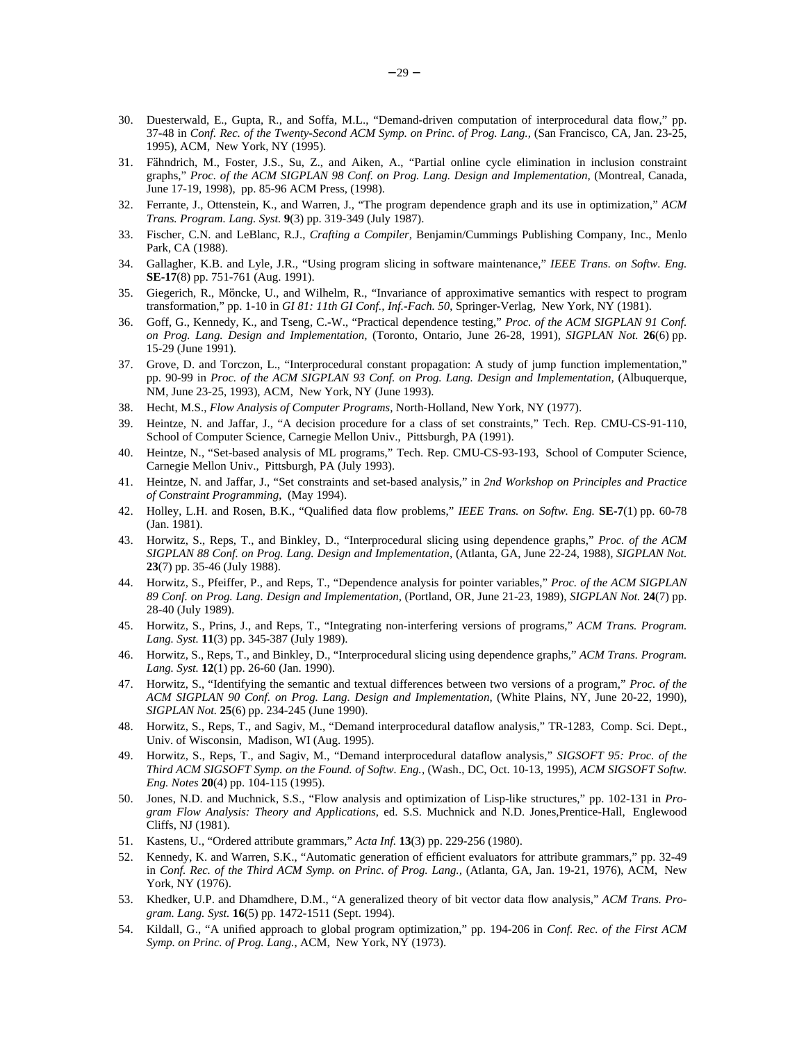30. Duesterwald, E., Gupta, R., and Soffa, M.L., "Demand-driven computation of interprocedural data flow," pp. 37-48 in *Conf. Rec. of the Twenty-Second ACM Symp. on Princ. of Prog. Lang.,* (San Francisco, CA, Jan. 23-25, 1995), ACM, New York, NY (1995).
31. Fähndrich, M., Foster, J.S., Su, Z., and Aiken, A., "Partial online cycle elimination in inclusion constraint graphs," *Proc. of the ACM SIGPLAN 98 Conf. on Prog. Lang. Design and Implementation,* (Montreal, Canada, June 17-19, 1998), pp. 85-96 ACM Press, (1998).
32. Ferrante, J., Ottenstein, K., and Warren, J., "The program dependence graph and its use in optimization," *ACM Trans. Program. Lang. Syst.* **9**(3) pp. 319-349 (July 1987).
33. Fischer, C.N. and LeBlanc, R.J., *Crafting a Compiler,* Benjamin/Cummings Publishing Company, Inc., Menlo Park, CA (1988).
34. Gallagher, K.B. and Lyle, J.R., "Using program slicing in software maintenance," *IEEE Trans. on Softw. Eng.* **SE-17**(8) pp. 751-761 (Aug. 1991).
35. Giegerich, R., Möncke, U., and Wilhelm, R., "Invariance of approximative semantics with respect to program transformation," pp. 1-10 in *GI 81: 11th GI Conf., Inf.-Fach. 50,* Springer-Verlag, New York, NY (1981).
36. Goff, G., Kennedy, K., and Tseng, C.-W., "Practical dependence testing," *Proc. of the ACM SIGPLAN 91 Conf. on Prog. Lang. Design and Implementation,* (Toronto, Ontario, June 26-28, 1991), *SIGPLAN Not.* **26**(6) pp. 15-29 (June 1991).
37. Grove, D. and Torczon, L., "Interprocedural constant propagation: A study of jump function implementation," pp. 90-99 in *Proc. of the ACM SIGPLAN 93 Conf. on Prog. Lang. Design and Implementation,* (Albuquerque, NM, June 23-25, 1993), ACM, New York, NY (June 1993).
38. Hecht, M.S., *Flow Analysis of Computer Programs,* North-Holland, New York, NY (1977).
39. Heintze, N. and Jaffar, J., "A decision procedure for a class of set constraints," Tech. Rep. CMU-CS-91-110, School of Computer Science, Carnegie Mellon Univ., Pittsburgh, PA (1991).
40. Heintze, N., "Set-based analysis of ML programs," Tech. Rep. CMU-CS-93-193, School of Computer Science, Carnegie Mellon Univ., Pittsburgh, PA (July 1993).
41. Heintze, N. and Jaffar, J., "Set constraints and set-based analysis," in *2nd Workshop on Principles and Practice of Constraint Programming,* (May 1994).
42. Holley, L.H. and Rosen, B.K., "Qualified data flow problems," *IEEE Trans. on Softw. Eng.* **SE-7**(1) pp. 60-78 (Jan. 1981).
43. Horwitz, S., Reps, T., and Binkley, D., "Interprocedural slicing using dependence graphs," *Proc. of the ACM SIGPLAN 88 Conf. on Prog. Lang. Design and Implementation,* (Atlanta, GA, June 22-24, 1988), *SIGPLAN Not.* **23**(7) pp. 35-46 (July 1988).
44. Horwitz, S., Pfeiffer, P., and Reps, T., "Dependence analysis for pointer variables," *Proc. of the ACM SIGPLAN 89 Conf. on Prog. Lang. Design and Implementation,* (Portland, OR, June 21-23, 1989), *SIGPLAN Not.* **24**(7) pp. 28-40 (July 1989).
45. Horwitz, S., Prins, J., and Reps, T., "Integrating non-interfering versions of programs," *ACM Trans. Program. Lang. Syst.* **11**(3) pp. 345-387 (July 1989).
46. Horwitz, S., Reps, T., and Binkley, D., "Interprocedural slicing using dependence graphs," *ACM Trans. Program. Lang. Syst.* **12**(1) pp. 26-60 (Jan. 1990).
47. Horwitz, S., "Identifying the semantic and textual differences between two versions of a program," *Proc. of the ACM SIGPLAN 90 Conf. on Prog. Lang. Design and Implementation,* (White Plains, NY, June 20-22, 1990), *SIGPLAN Not.* **25**(6) pp. 234-245 (June 1990).
48. Horwitz, S., Reps, T., and Sagiv, M., "Demand interprocedural dataflow analysis," TR-1283, Comp. Sci. Dept., Univ. of Wisconsin, Madison, WI (Aug. 1995).
49. Horwitz, S., Reps, T., and Sagiv, M., "Demand interprocedural dataflow analysis," *SIGSOFT 95: Proc. of the Third ACM SIGSOFT Symp. on the Found. of Softw. Eng.,* (Wash., DC, Oct. 10-13, 1995), *ACM SIGSOFT Softw. Eng. Notes* **20**(4) pp. 104-115 (1995).
50. Jones, N.D. and Muchnick, S.S., "Flow analysis and optimization of Lisp-like structures," pp. 102-131 in *Program Flow Analysis: Theory and Applications,* ed. S.S. Muchnick and N.D. Jones,Prentice-Hall, Englewood Cliffs, NJ (1981).
51. Kastens, U., "Ordered attribute grammars," *Acta Inf.* **13**(3) pp. 229-256 (1980).
52. Kennedy, K. and Warren, S.K., "Automatic generation of efficient evaluators for attribute grammars," pp. 32-49 in *Conf. Rec. of the Third ACM Symp. on Princ. of Prog. Lang.,* (Atlanta, GA, Jan. 19-21, 1976), ACM, New York, NY (1976).
53. Khedker, U.P. and Dhamdhere, D.M., "A generalized theory of bit vector data flow analysis," *ACM Trans. Program. Lang. Syst.* **16**(5) pp. 1472-1511 (Sept. 1994).
54. Kildall, G., "A unified approach to global program optimization," pp. 194-206 in *Conf. Rec. of the First ACM Symp. on Princ. of Prog. Lang.,* ACM, New York, NY (1973).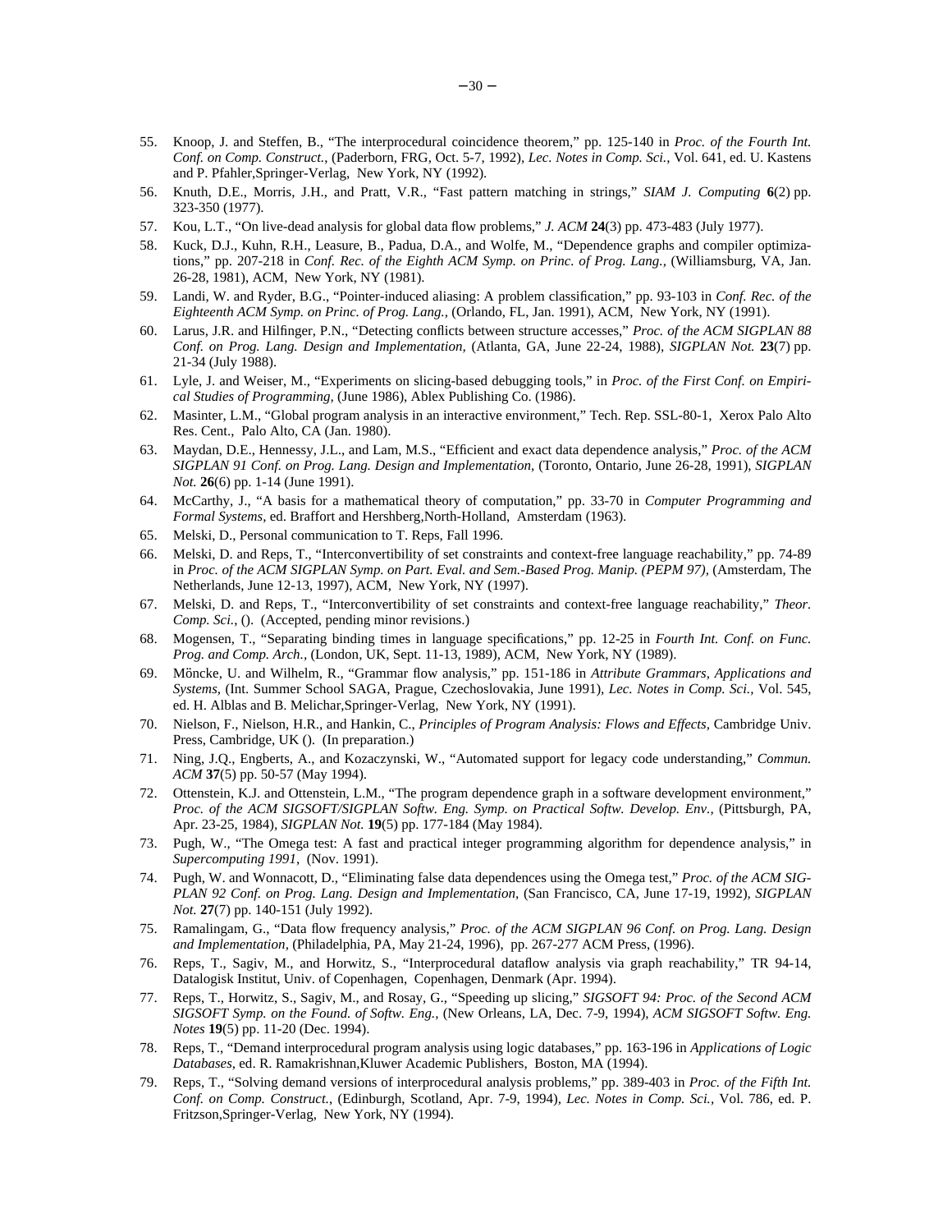55. Knoop, J. and Steffen, B., "The interprocedural coincidence theorem," pp. 125-140 in *Proc. of the Fourth Int. Conf. on Comp. Construct.*, (Paderborn, FRG, Oct. 5-7, 1992), *Lec. Notes in Comp. Sci.*, Vol. 641, ed. U. Kastens and P. Pfahler,Springer-Verlag, New York, NY (1992).

56. Knuth, D.E., Morris, J.H., and Pratt, V.R., "Fast pattern matching in strings," *SIAM J. Computing* **6**(2) pp. 323-350 (1977).

57. Kou, L.T., "On live-dead analysis for global data flow problems," *J. ACM* **24**(3) pp. 473-483 (July 1977).

58. Kuck, D.J., Kuhn, R.H., Leasure, B., Padua, D.A., and Wolfe, M., "Dependence graphs and compiler optimizations," pp. 207-218 in *Conf. Rec. of the Eighth ACM Symp. on Princ. of Prog. Lang.*, (Williamsburg, VA, Jan. 26-28, 1981), ACM, New York, NY (1981).

59. Landi, W. and Ryder, B.G., "Pointer-induced aliasing: A problem classification," pp. 93-103 in *Conf. Rec. of the Eighteenth ACM Symp. on Princ. of Prog. Lang.*, (Orlando, FL, Jan. 1991), ACM, New York, NY (1991).

60. Larus, J.R. and Hilfinger, P.N., "Detecting conflicts between structure accesses," *Proc. of the ACM SIGPLAN 88 Conf. on Prog. Lang. Design and Implementation*, (Atlanta, GA, June 22-24, 1988), *SIGPLAN Not.* **23**(7) pp. 21-34 (July 1988).

61. Lyle, J. and Weiser, M., "Experiments on slicing-based debugging tools," in *Proc. of the First Conf. on Empirical Studies of Programming*, (June 1986), Ablex Publishing Co. (1986).

62. Masinter, L.M., "Global program analysis in an interactive environment," Tech. Rep. SSL-80-1, Xerox Palo Alto Res. Cent., Palo Alto, CA (Jan. 1980).

63. Maydan, D.E., Hennessy, J.L., and Lam, M.S., "Efficient and exact data dependence analysis," *Proc. of the ACM SIGPLAN 91 Conf. on Prog. Lang. Design and Implementation*, (Toronto, Ontario, June 26-28, 1991), *SIGPLAN Not.* **26**(6) pp. 1-14 (June 1991).

64. McCarthy, J., "A basis for a mathematical theory of computation," pp. 33-70 in *Computer Programming and Formal Systems*, ed. Braffort and Hershberg,North-Holland, Amsterdam (1963).

65. Melski, D., Personal communication to T. Reps, Fall 1996.

66. Melski, D. and Reps, T., "Interconvertibility of set constraints and context-free language reachability," pp. 74-89 in *Proc. of the ACM SIGPLAN Symp. on Part. Eval. and Sem.-Based Prog. Manip. (PEPM 97)*, (Amsterdam, The Netherlands, June 12-13, 1997), ACM, New York, NY (1997).

67. Melski, D. and Reps, T., "Interconvertibility of set constraints and context-free language reachability," *Theor. Comp. Sci.*, (). (Accepted, pending minor revisions.)

68. Mogensen, T., "Separating binding times in language specifications," pp. 12-25 in *Fourth Int. Conf. on Func. Prog. and Comp. Arch.*, (London, UK, Sept. 11-13, 1989), ACM, New York, NY (1989).

69. Möncke, U. and Wilhelm, R., "Grammar flow analysis," pp. 151-186 in *Attribute Grammars, Applications and Systems*, (Int. Summer School SAGA, Prague, Czechoslovakia, June 1991), *Lec. Notes in Comp. Sci.*, Vol. 545, ed. H. Alblas and B. Melichar,Springer-Verlag, New York, NY (1991).

70. Nielson, F., Nielson, H.R., and Hankin, C., *Principles of Program Analysis: Flows and Effects*, Cambridge Univ. Press, Cambridge, UK (). (In preparation.)

71. Ning, J.Q., Engberts, A., and Kozaczynski, W., "Automated support for legacy code understanding," *Commun. ACM* **37**(5) pp. 50-57 (May 1994).

72. Ottenstein, K.J. and Ottenstein, L.M., "The program dependence graph in a software development environment," *Proc. of the ACM SIGSOFT/SIGPLAN Softw. Eng. Symp. on Practical Softw. Develop. Env.*, (Pittsburgh, PA, Apr. 23-25, 1984), *SIGPLAN Not.* **19**(5) pp. 177-184 (May 1984).

73. Pugh, W., "The Omega test: A fast and practical integer programming algorithm for dependence analysis," in *Supercomputing 1991*, (Nov. 1991).

74. Pugh, W. and Wonnacott, D., "Eliminating false data dependences using the Omega test," *Proc. of the ACM SIGPLAN 92 Conf. on Prog. Lang. Design and Implementation*, (San Francisco, CA, June 17-19, 1992), *SIGPLAN Not.* **27**(7) pp. 140-151 (July 1992).

75. Ramalingam, G., "Data flow frequency analysis," *Proc. of the ACM SIGPLAN 96 Conf. on Prog. Lang. Design and Implementation*, (Philadelphia, PA, May 21-24, 1996), pp. 267-277 ACM Press, (1996).

76. Reps, T., Sagiv, M., and Horwitz, S., "Interprocedural dataflow analysis via graph reachability," TR 94-14, Datalogisk Institut, Univ. of Copenhagen, Copenhagen, Denmark (Apr. 1994).

77. Reps, T., Horwitz, S., Sagiv, M., and Rosay, G., "Speeding up slicing," *SIGSOFT 94: Proc. of the Second ACM SIGSOFT Symp. on the Found. of Softw. Eng.*, (New Orleans, LA, Dec. 7-9, 1994), *ACM SIGSOFT Softw. Eng. Notes* **19**(5) pp. 11-20 (Dec. 1994).

78. Reps, T., "Demand interprocedural program analysis using logic databases," pp. 163-196 in *Applications of Logic Databases*, ed. R. Ramakrishnan,Kluwer Academic Publishers, Boston, MA (1994).

79. Reps, T., "Solving demand versions of interprocedural analysis problems," pp. 389-403 in *Proc. of the Fifth Int. Conf. on Comp. Construct.*, (Edinburgh, Scotland, Apr. 7-9, 1994), *Lec. Notes in Comp. Sci.*, Vol. 786, ed. P. Fritzson,Springer-Verlag, New York, NY (1994).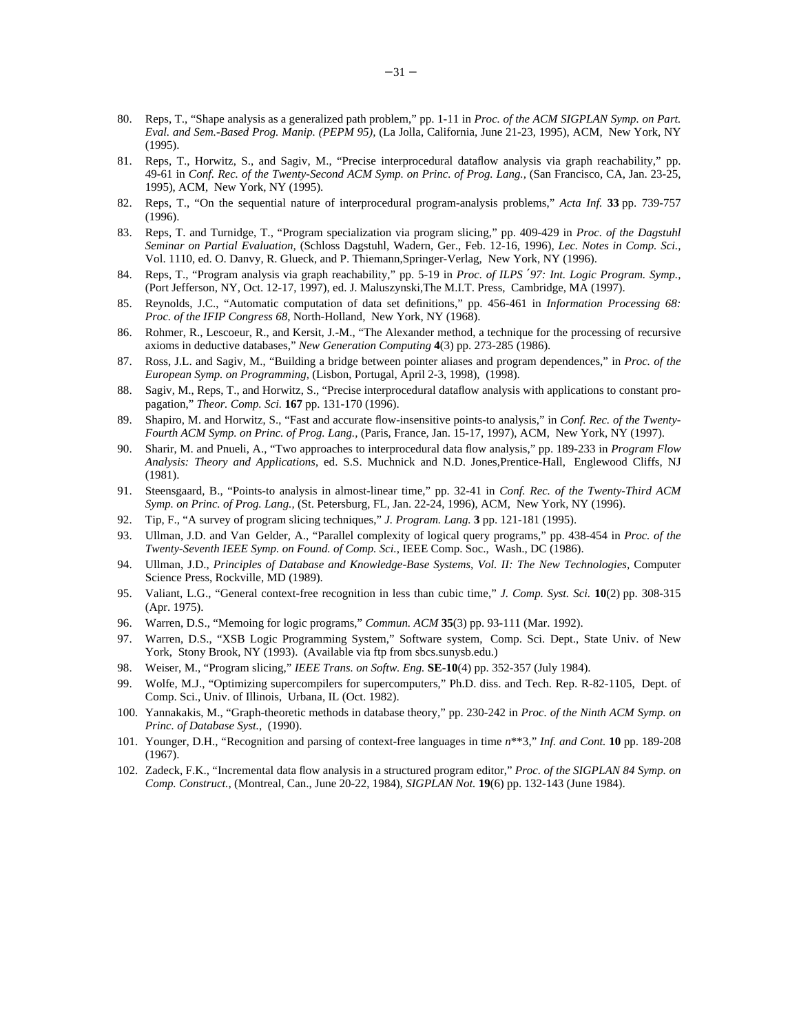80. Reps, T., "Shape analysis as a generalized path problem," pp. 1-11 in *Proc. of the ACM SIGPLAN Symp. on Part. Eval. and Sem.-Based Prog. Manip. (PEPM 95)*, (La Jolla, California, June 21-23, 1995), ACM, New York, NY (1995).

81. Reps, T., Horwitz, S., and Sagiv, M., "Precise interprocedural dataflow analysis via graph reachability," pp. 49-61 in *Conf. Rec. of the Twenty-Second ACM Symp. on Princ. of Prog. Lang.*, (San Francisco, CA, Jan. 23-25, 1995), ACM, New York, NY (1995).

82. Reps, T., "On the sequential nature of interprocedural program-analysis problems," *Acta Inf.* **33** pp. 739-757 (1996).

83. Reps, T. and Turnidge, T., "Program specialization via program slicing," pp. 409-429 in *Proc. of the Dagstuhl Seminar on Partial Evaluation*, (Schloss Dagstuhl, Wadern, Ger., Feb. 12-16, 1996), *Lec. Notes in Comp. Sci.*, Vol. 1110, ed. O. Danvy, R. Glueck, and P. Thiemann,Springer-Verlag, New York, NY (1996).

84. Reps, T., "Program analysis via graph reachability," pp. 5-19 in *Proc. of ILPS ′97: Int. Logic Program. Symp.*, (Port Jefferson, NY, Oct. 12-17, 1997), ed. J. Maluszynski,The M.I.T. Press, Cambridge, MA (1997).

85. Reynolds, J.C., "Automatic computation of data set definitions," pp. 456-461 in *Information Processing 68: Proc. of the IFIP Congress 68*, North-Holland, New York, NY (1968).

86. Rohmer, R., Lescoeur, R., and Kersit, J.-M., "The Alexander method, a technique for the processing of recursive axioms in deductive databases," *New Generation Computing* **4**(3) pp. 273-285 (1986).

87. Ross, J.L. and Sagiv, M., "Building a bridge between pointer aliases and program dependences," in *Proc. of the European Symp. on Programming*, (Lisbon, Portugal, April 2-3, 1998), (1998).

88. Sagiv, M., Reps, T., and Horwitz, S., "Precise interprocedural dataflow analysis with applications to constant propagation," *Theor. Comp. Sci.* **167** pp. 131-170 (1996).

89. Shapiro, M. and Horwitz, S., "Fast and accurate flow-insensitive points-to analysis," in *Conf. Rec. of the Twenty-Fourth ACM Symp. on Princ. of Prog. Lang.*, (Paris, France, Jan. 15-17, 1997), ACM, New York, NY (1997).

90. Sharir, M. and Pnueli, A., "Two approaches to interprocedural data flow analysis," pp. 189-233 in *Program Flow Analysis: Theory and Applications*, ed. S.S. Muchnick and N.D. Jones,Prentice-Hall, Englewood Cliffs, NJ (1981).

91. Steensgaard, B., "Points-to analysis in almost-linear time," pp. 32-41 in *Conf. Rec. of the Twenty-Third ACM Symp. on Princ. of Prog. Lang.*, (St. Petersburg, FL, Jan. 22-24, 1996), ACM, New York, NY (1996).

92. Tip, F., "A survey of program slicing techniques," *J. Program. Lang.* **3** pp. 121-181 (1995).

93. Ullman, J.D. and Van Gelder, A., "Parallel complexity of logical query programs," pp. 438-454 in *Proc. of the Twenty-Seventh IEEE Symp. on Found. of Comp. Sci.*, IEEE Comp. Soc., Wash., DC (1986).

94. Ullman, J.D., *Principles of Database and Knowledge-Base Systems, Vol. II: The New Technologies*, Computer Science Press, Rockville, MD (1989).

95. Valiant, L.G., "General context-free recognition in less than cubic time," *J. Comp. Syst. Sci.* **10**(2) pp. 308-315 (Apr. 1975).

96. Warren, D.S., "Memoing for logic programs," *Commun. ACM* **35**(3) pp. 93-111 (Mar. 1992).

97. Warren, D.S., "XSB Logic Programming System," Software system, Comp. Sci. Dept., State Univ. of New York, Stony Brook, NY (1993). (Available via ftp from sbcs.sunysb.edu.)

98. Weiser, M., "Program slicing," *IEEE Trans. on Softw. Eng.* **SE-10**(4) pp. 352-357 (July 1984).

99. Wolfe, M.J., "Optimizing supercompilers for supercomputers," Ph.D. diss. and Tech. Rep. R-82-1105, Dept. of Comp. Sci., Univ. of Illinois, Urbana, IL (Oct. 1982).

100. Yannakakis, M., "Graph-theoretic methods in database theory," pp. 230-242 in *Proc. of the Ninth ACM Symp. on Princ. of Database Syst.*, (1990).

101. Younger, D.H., "Recognition and parsing of context-free languages in time *n*\*\*3," *Inf. and Cont.* **10** pp. 189-208 (1967).

102. Zadeck, F.K., "Incremental data flow analysis in a structured program editor," *Proc. of the SIGPLAN 84 Symp. on Comp. Construct.*, (Montreal, Can., June 20-22, 1984), *SIGPLAN Not.* **19**(6) pp. 132-143 (June 1984).